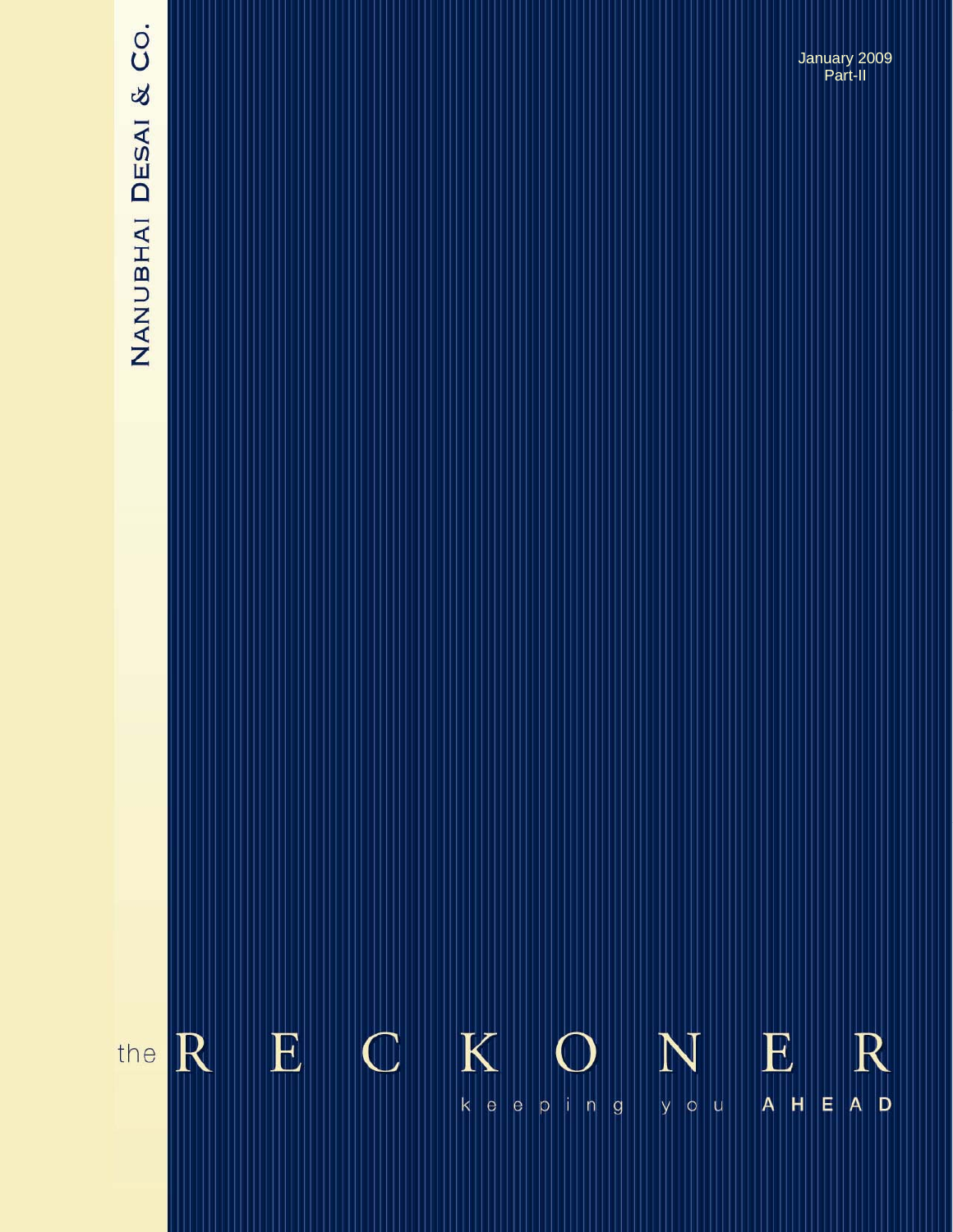NANUBHAI DESAI & CO.

January 2009
Part-II

# the RECKONER

keeping you AHEAD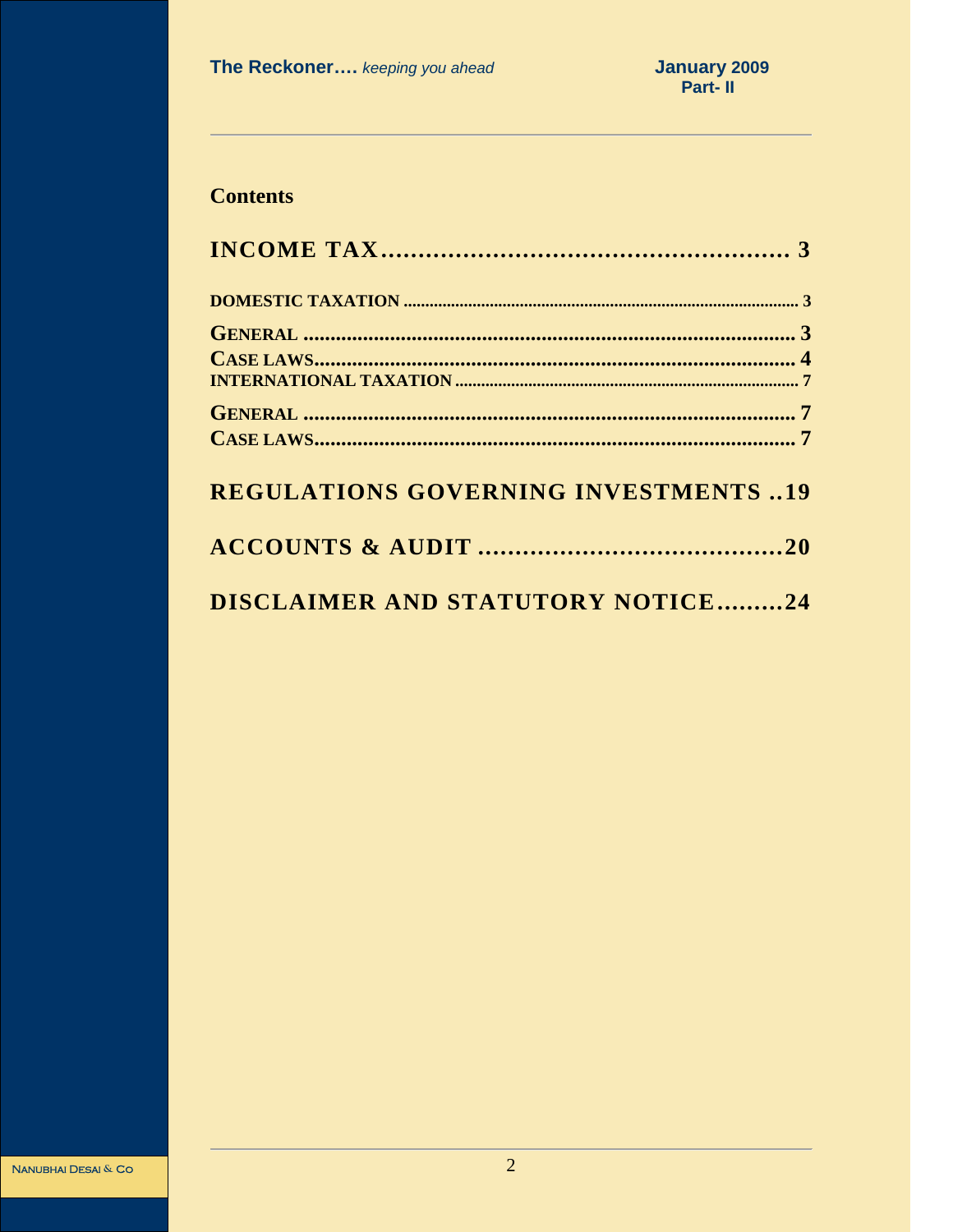## Contents

**INCOME TAX....................................................... 3**

DOMESTIC TAXATION ........................................................................................... 3

GENERAL ........................................................................................ 3
CASE LAWS....................................................................................... 4
INTERNATIONAL TAXATION ............................................................................ 7

GENERAL ........................................................................................ 7
CASE LAWS....................................................................................... 7

**REGULATIONS GOVERNING INVESTMENTS ..19**

**ACCOUNTS & AUDIT .........................................20**

**DISCLAIMER AND STATUTORY NOTICE.........24**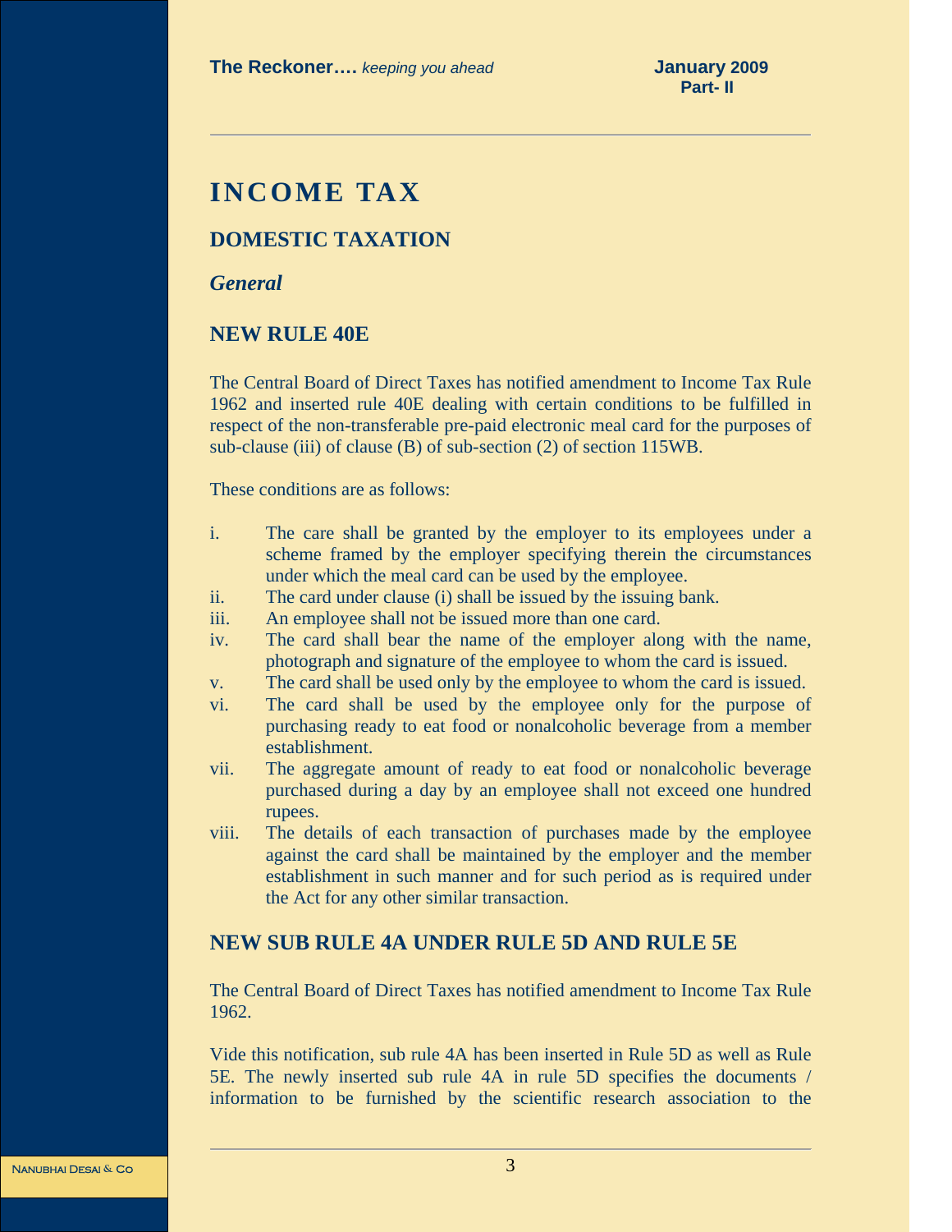# INCOME TAX

## DOMESTIC TAXATION

### *General*

### NEW RULE 40E

The Central Board of Direct Taxes has notified amendment to Income Tax Rule 1962 and inserted rule 40E dealing with certain conditions to be fulfilled in respect of the non-transferable pre-paid electronic meal card for the purposes of sub-clause (iii) of clause (B) of sub-section (2) of section 115WB.

These conditions are as follows:

i. The care shall be granted by the employer to its employees under a scheme framed by the employer specifying therein the circumstances under which the meal card can be used by the employee.
ii. The card under clause (i) shall be issued by the issuing bank.
iii. An employee shall not be issued more than one card.
iv. The card shall bear the name of the employer along with the name, photograph and signature of the employee to whom the card is issued.
v. The card shall be used only by the employee to whom the card is issued.
vi. The card shall be used by the employee only for the purpose of purchasing ready to eat food or nonalcoholic beverage from a member establishment.
vii. The aggregate amount of ready to eat food or nonalcoholic beverage purchased during a day by an employee shall not exceed one hundred rupees.
viii. The details of each transaction of purchases made by the employee against the card shall be maintained by the employer and the member establishment in such manner and for such period as is required under the Act for any other similar transaction.

### NEW SUB RULE 4A UNDER RULE 5D AND RULE 5E

The Central Board of Direct Taxes has notified amendment to Income Tax Rule 1962.

Vide this notification, sub rule 4A has been inserted in Rule 5D as well as Rule 5E. The newly inserted sub rule 4A in rule 5D specifies the documents / information to be furnished by the scientific research association to the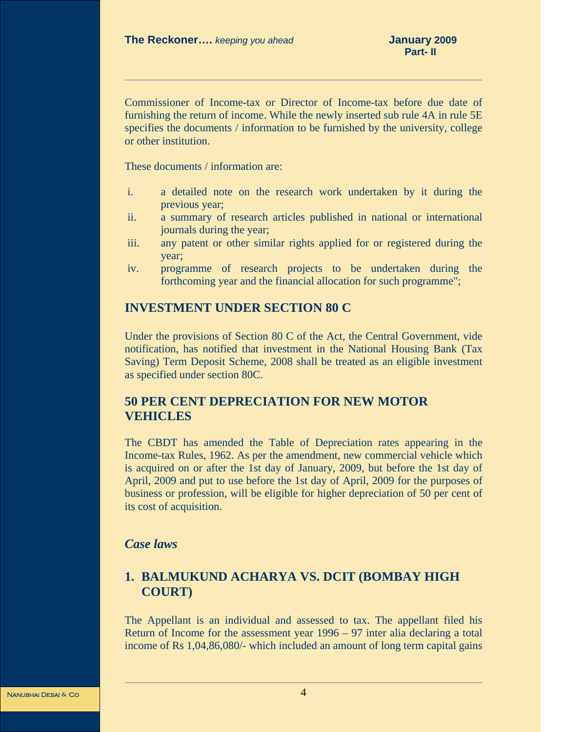Commissioner of Income-tax or Director of Income-tax before due date of furnishing the return of income. While the newly inserted sub rule 4A in rule 5E specifies the documents / information to be furnished by the university, college or other institution.

These documents / information are:

i. a detailed note on the research work undertaken by it during the previous year;
ii. a summary of research articles published in national or international journals during the year;
iii. any patent or other similar rights applied for or registered during the year;
iv. programme of research projects to be undertaken during the forthcoming year and the financial allocation for such programme";

## INVESTMENT UNDER SECTION 80 C

Under the provisions of Section 80 C of the Act, the Central Government, vide notification, has notified that investment in the National Housing Bank (Tax Saving) Term Deposit Scheme, 2008 shall be treated as an eligible investment as specified under section 80C.

## 50 PER CENT DEPRECIATION FOR NEW MOTOR VEHICLES

The CBDT has amended the Table of Depreciation rates appearing in the Income-tax Rules, 1962. As per the amendment, new commercial vehicle which is acquired on or after the 1st day of January, 2009, but before the 1st day of April, 2009 and put to use before the 1st day of April, 2009 for the purposes of business or profession, will be eligible for higher depreciation of 50 per cent of its cost of acquisition.

## *Case laws*

## 1. BALMUKUND ACHARYA VS. DCIT (BOMBAY HIGH COURT)

The Appellant is an individual and assessed to tax. The appellant filed his Return of Income for the assessment year 1996 – 97 inter alia declaring a total income of Rs 1,04,86,080/- which included an amount of long term capital gains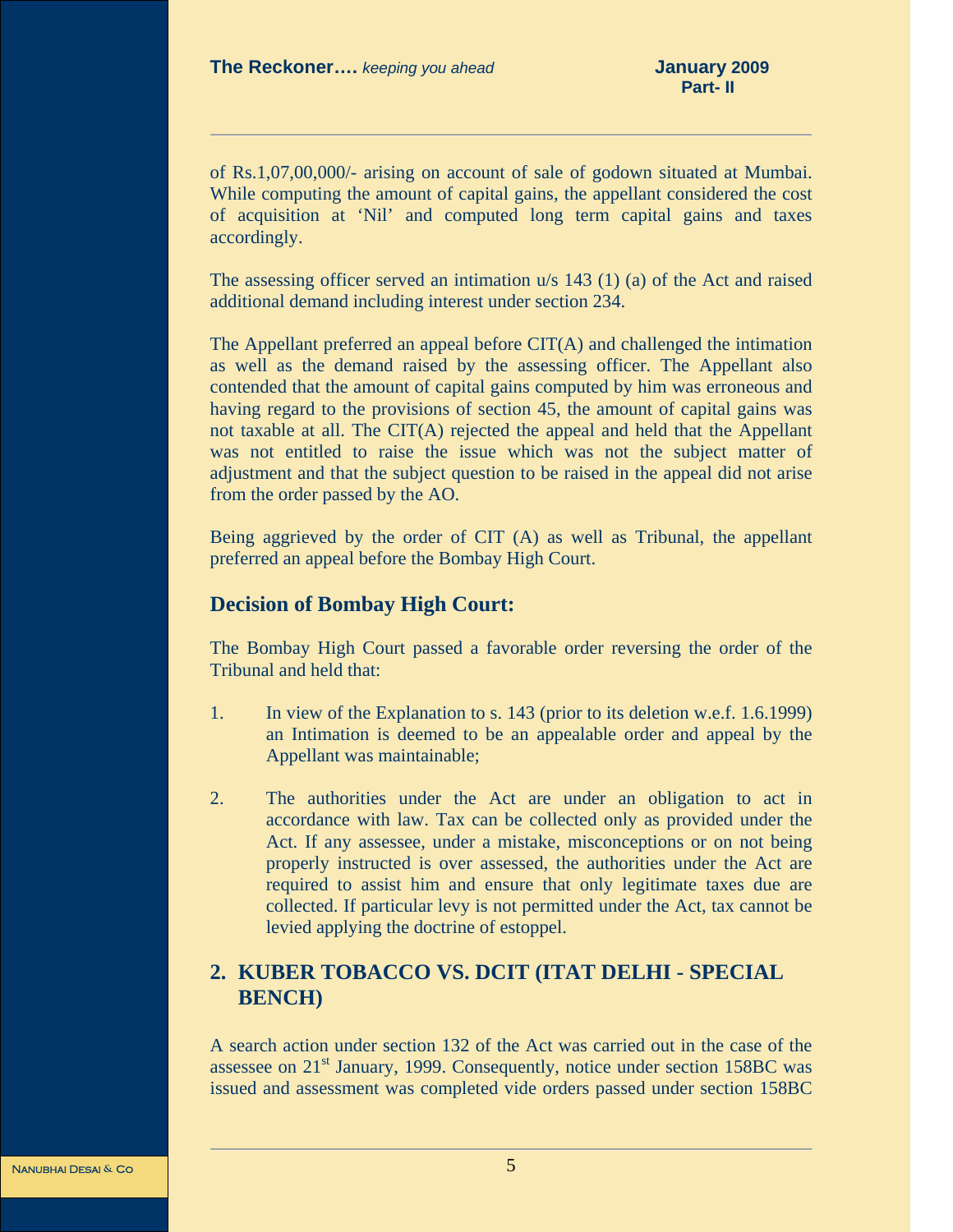of Rs.1,07,00,000/- arising on account of sale of godown situated at Mumbai. While computing the amount of capital gains, the appellant considered the cost of acquisition at 'Nil' and computed long term capital gains and taxes accordingly.

The assessing officer served an intimation u/s 143 (1) (a) of the Act and raised additional demand including interest under section 234.

The Appellant preferred an appeal before CIT(A) and challenged the intimation as well as the demand raised by the assessing officer. The Appellant also contended that the amount of capital gains computed by him was erroneous and having regard to the provisions of section 45, the amount of capital gains was not taxable at all. The CIT(A) rejected the appeal and held that the Appellant was not entitled to raise the issue which was not the subject matter of adjustment and that the subject question to be raised in the appeal did not arise from the order passed by the AO.

Being aggrieved by the order of CIT (A) as well as Tribunal, the appellant preferred an appeal before the Bombay High Court.

### Decision of Bombay High Court:

The Bombay High Court passed a favorable order reversing the order of the Tribunal and held that:

1. In view of the Explanation to s. 143 (prior to its deletion w.e.f. 1.6.1999) an Intimation is deemed to be an appealable order and appeal by the Appellant was maintainable;

2. The authorities under the Act are under an obligation to act in accordance with law. Tax can be collected only as provided under the Act. If any assessee, under a mistake, misconceptions or on not being properly instructed is over assessed, the authorities under the Act are required to assist him and ensure that only legitimate taxes due are collected. If particular levy is not permitted under the Act, tax cannot be levied applying the doctrine of estoppel.

## 2. KUBER TOBACCO VS. DCIT (ITAT DELHI - SPECIAL BENCH)

A search action under section 132 of the Act was carried out in the case of the assessee on 21st January, 1999. Consequently, notice under section 158BC was issued and assessment was completed vide orders passed under section 158BC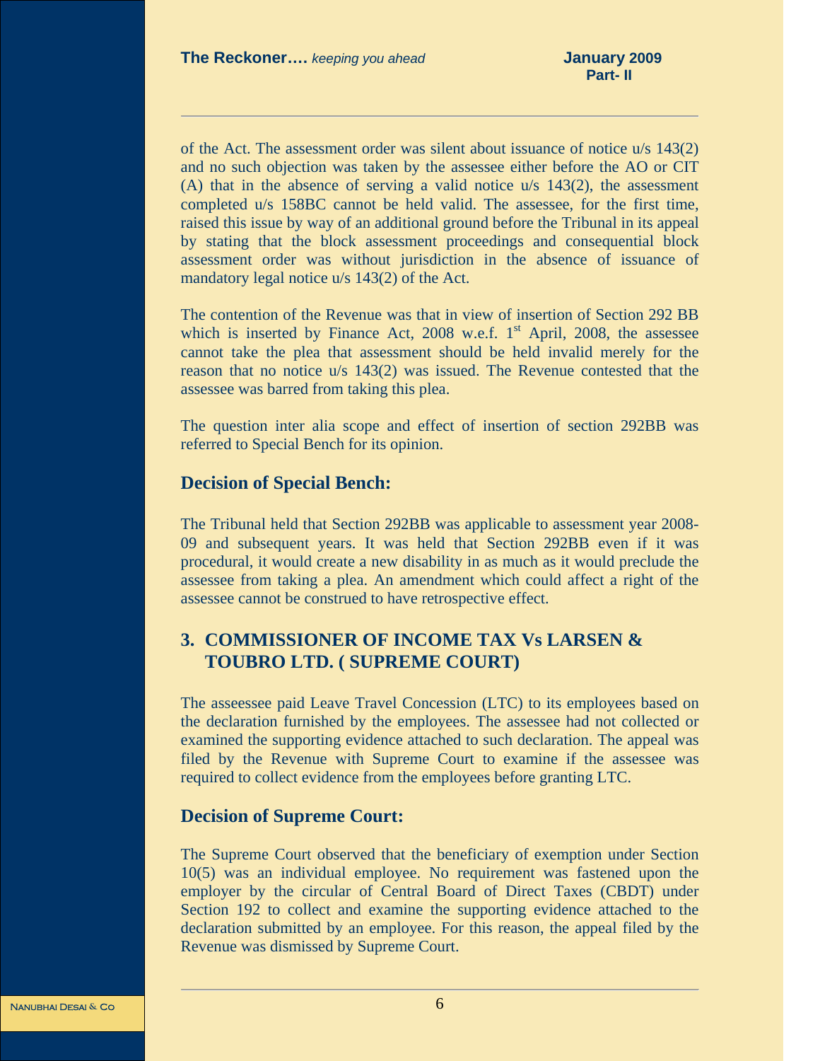of the Act. The assessment order was silent about issuance of notice u/s 143(2) and no such objection was taken by the assessee either before the AO or CIT (A) that in the absence of serving a valid notice u/s 143(2), the assessment completed u/s 158BC cannot be held valid. The assessee, for the first time, raised this issue by way of an additional ground before the Tribunal in its appeal by stating that the block assessment proceedings and consequential block assessment order was without jurisdiction in the absence of issuance of mandatory legal notice u/s 143(2) of the Act.

The contention of the Revenue was that in view of insertion of Section 292 BB which is inserted by Finance Act, 2008 w.e.f. 1st April, 2008, the assessee cannot take the plea that assessment should be held invalid merely for the reason that no notice u/s 143(2) was issued. The Revenue contested that the assessee was barred from taking this plea.

The question inter alia scope and effect of insertion of section 292BB was referred to Special Bench for its opinion.

### Decision of Special Bench:

The Tribunal held that Section 292BB was applicable to assessment year 2008-09 and subsequent years. It was held that Section 292BB even if it was procedural, it would create a new disability in as much as it would preclude the assessee from taking a plea. An amendment which could affect a right of the assessee cannot be construed to have retrospective effect.

## 3. COMMISSIONER OF INCOME TAX Vs LARSEN & TOUBRO LTD. ( SUPREME COURT)

The asseessee paid Leave Travel Concession (LTC) to its employees based on the declaration furnished by the employees. The assessee had not collected or examined the supporting evidence attached to such declaration. The appeal was filed by the Revenue with Supreme Court to examine if the assessee was required to collect evidence from the employees before granting LTC.

### Decision of Supreme Court:

The Supreme Court observed that the beneficiary of exemption under Section 10(5) was an individual employee. No requirement was fastened upon the employer by the circular of Central Board of Direct Taxes (CBDT) under Section 192 to collect and examine the supporting evidence attached to the declaration submitted by an employee. For this reason, the appeal filed by the Revenue was dismissed by Supreme Court.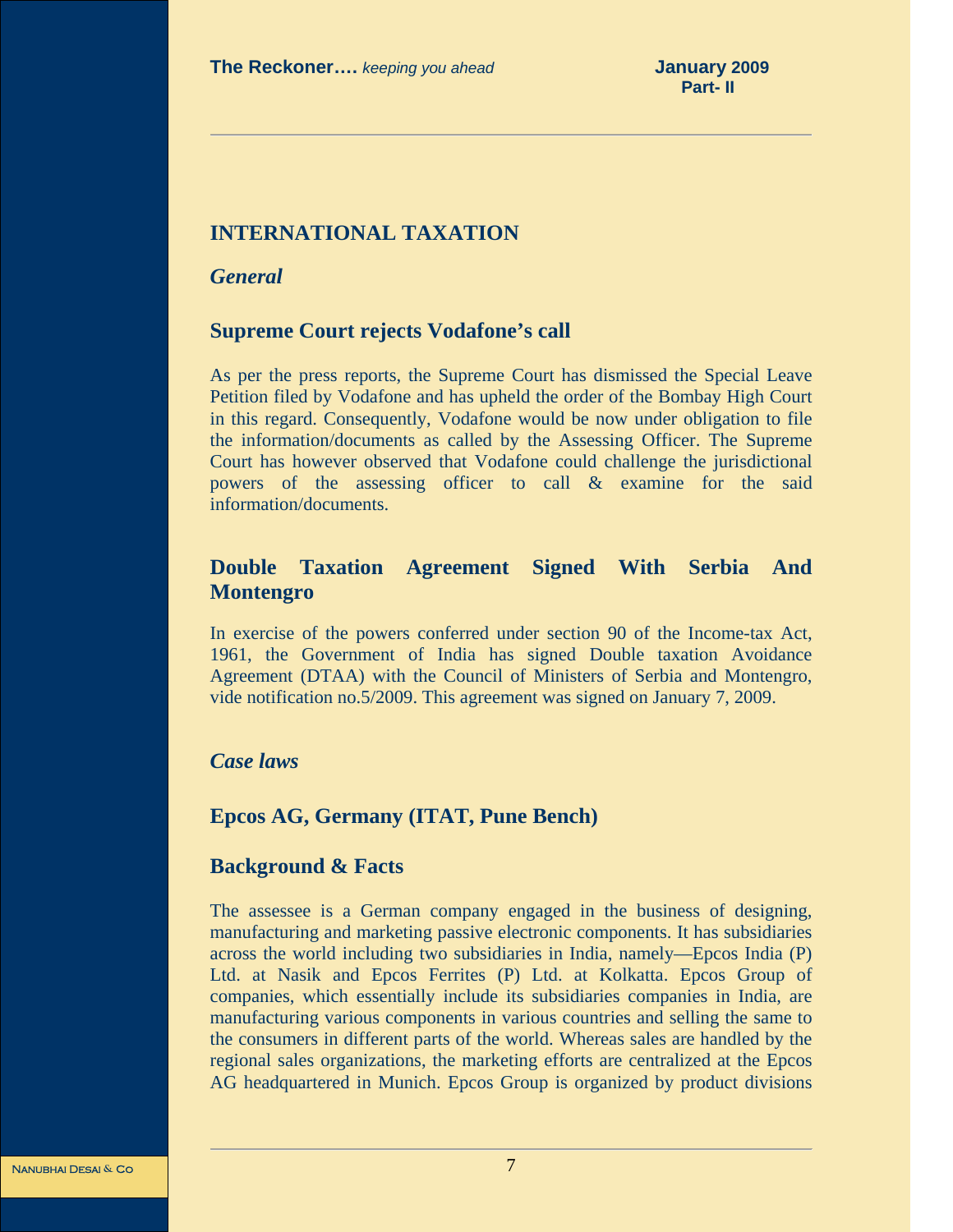## INTERNATIONAL TAXATION

### *General*

### Supreme Court rejects Vodafone's call

As per the press reports, the Supreme Court has dismissed the Special Leave Petition filed by Vodafone and has upheld the order of the Bombay High Court in this regard. Consequently, Vodafone would be now under obligation to file the information/documents as called by the Assessing Officer. The Supreme Court has however observed that Vodafone could challenge the jurisdictional powers of the assessing officer to call & examine for the said information/documents.

### Double Taxation Agreement Signed With Serbia And Montengro

In exercise of the powers conferred under section 90 of the Income-tax Act, 1961, the Government of India has signed Double taxation Avoidance Agreement (DTAA) with the Council of Ministers of Serbia and Montengro, vide notification no.5/2009. This agreement was signed on January 7, 2009.

### *Case laws*

### Epcos AG, Germany (ITAT, Pune Bench)

### Background & Facts

The assessee is a German company engaged in the business of designing, manufacturing and marketing passive electronic components. It has subsidiaries across the world including two subsidiaries in India, namely—Epcos India (P) Ltd. at Nasik and Epcos Ferrites (P) Ltd. at Kolkatta. Epcos Group of companies, which essentially include its subsidiaries companies in India, are manufacturing various components in various countries and selling the same to the consumers in different parts of the world. Whereas sales are handled by the regional sales organizations, the marketing efforts are centralized at the Epcos AG headquartered in Munich. Epcos Group is organized by product divisions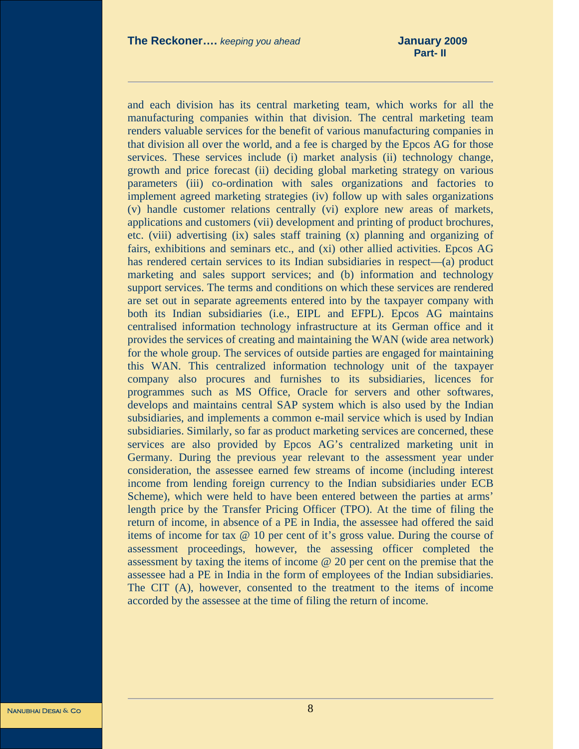and each division has its central marketing team, which works for all the manufacturing companies within that division. The central marketing team renders valuable services for the benefit of various manufacturing companies in that division all over the world, and a fee is charged by the Epcos AG for those services. These services include (i) market analysis (ii) technology change, growth and price forecast (ii) deciding global marketing strategy on various parameters (iii) co-ordination with sales organizations and factories to implement agreed marketing strategies (iv) follow up with sales organizations (v) handle customer relations centrally (vi) explore new areas of markets, applications and customers (vii) development and printing of product brochures, etc. (viii) advertising (ix) sales staff training (x) planning and organizing of fairs, exhibitions and seminars etc., and (xi) other allied activities. Epcos AG has rendered certain services to its Indian subsidiaries in respect—(a) product marketing and sales support services; and (b) information and technology support services. The terms and conditions on which these services are rendered are set out in separate agreements entered into by the taxpayer company with both its Indian subsidiaries (i.e., EIPL and EFPL). Epcos AG maintains centralised information technology infrastructure at its German office and it provides the services of creating and maintaining the WAN (wide area network) for the whole group. The services of outside parties are engaged for maintaining this WAN. This centralized information technology unit of the taxpayer company also procures and furnishes to its subsidiaries, licences for programmes such as MS Office, Oracle for servers and other softwares, develops and maintains central SAP system which is also used by the Indian subsidiaries, and implements a common e-mail service which is used by Indian subsidiaries. Similarly, so far as product marketing services are concerned, these services are also provided by Epcos AG's centralized marketing unit in Germany. During the previous year relevant to the assessment year under consideration, the assessee earned few streams of income (including interest income from lending foreign currency to the Indian subsidiaries under ECB Scheme), which were held to have been entered between the parties at arms' length price by the Transfer Pricing Officer (TPO). At the time of filing the return of income, in absence of a PE in India, the assessee had offered the said items of income for tax @ 10 per cent of it's gross value. During the course of assessment proceedings, however, the assessing officer completed the assessment by taxing the items of income @ 20 per cent on the premise that the assessee had a PE in India in the form of employees of the Indian subsidiaries. The CIT (A), however, consented to the treatment to the items of income accorded by the assessee at the time of filing the return of income.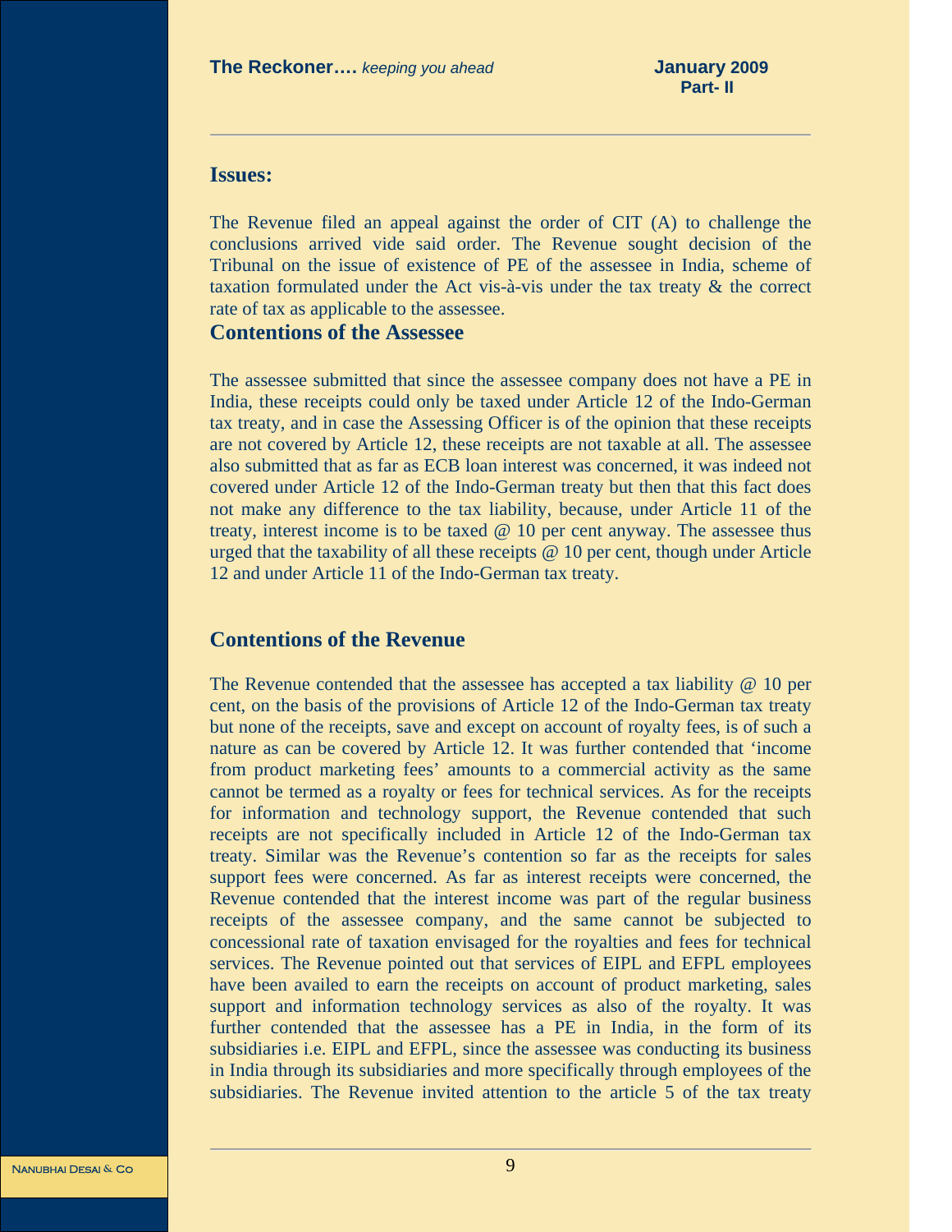## Issues:

The Revenue filed an appeal against the order of CIT (A) to challenge the conclusions arrived vide said order. The Revenue sought decision of the Tribunal on the issue of existence of PE of the assessee in India, scheme of taxation formulated under the Act vis-à-vis under the tax treaty & the correct rate of tax as applicable to the assessee.

## Contentions of the Assessee

The assessee submitted that since the assessee company does not have a PE in India, these receipts could only be taxed under Article 12 of the Indo-German tax treaty, and in case the Assessing Officer is of the opinion that these receipts are not covered by Article 12, these receipts are not taxable at all. The assessee also submitted that as far as ECB loan interest was concerned, it was indeed not covered under Article 12 of the Indo-German treaty but then that this fact does not make any difference to the tax liability, because, under Article 11 of the treaty, interest income is to be taxed @ 10 per cent anyway. The assessee thus urged that the taxability of all these receipts @ 10 per cent, though under Article 12 and under Article 11 of the Indo-German tax treaty.

## Contentions of the Revenue

The Revenue contended that the assessee has accepted a tax liability @ 10 per cent, on the basis of the provisions of Article 12 of the Indo-German tax treaty but none of the receipts, save and except on account of royalty fees, is of such a nature as can be covered by Article 12. It was further contended that 'income from product marketing fees' amounts to a commercial activity as the same cannot be termed as a royalty or fees for technical services. As for the receipts for information and technology support, the Revenue contended that such receipts are not specifically included in Article 12 of the Indo-German tax treaty. Similar was the Revenue's contention so far as the receipts for sales support fees were concerned. As far as interest receipts were concerned, the Revenue contended that the interest income was part of the regular business receipts of the assessee company, and the same cannot be subjected to concessional rate of taxation envisaged for the royalties and fees for technical services. The Revenue pointed out that services of EIPL and EFPL employees have been availed to earn the receipts on account of product marketing, sales support and information technology services as also of the royalty. It was further contended that the assessee has a PE in India, in the form of its subsidiaries i.e. EIPL and EFPL, since the assessee was conducting its business in India through its subsidiaries and more specifically through employees of the subsidiaries. The Revenue invited attention to the article 5 of the tax treaty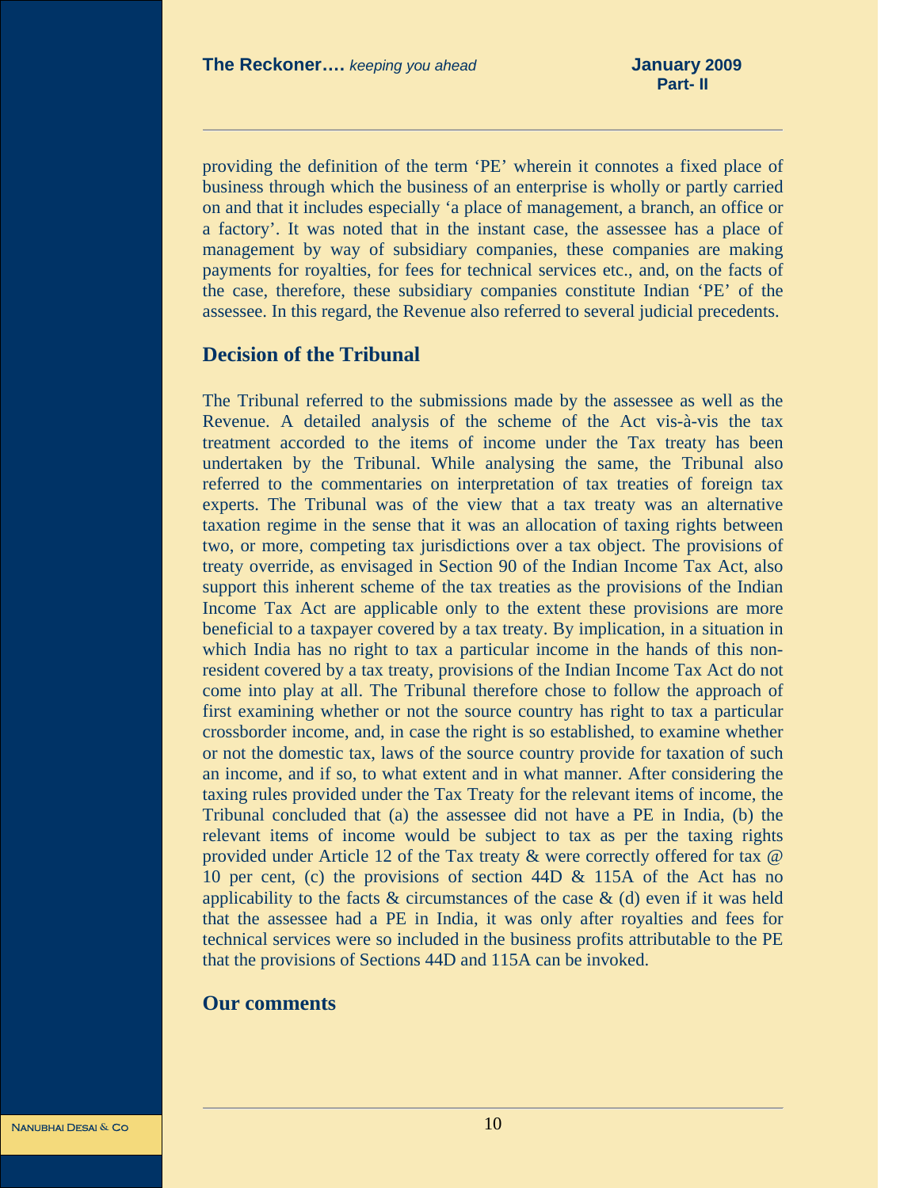providing the definition of the term 'PE' wherein it connotes a fixed place of business through which the business of an enterprise is wholly or partly carried on and that it includes especially 'a place of management, a branch, an office or a factory'. It was noted that in the instant case, the assessee has a place of management by way of subsidiary companies, these companies are making payments for royalties, for fees for technical services etc., and, on the facts of the case, therefore, these subsidiary companies constitute Indian 'PE' of the assessee. In this regard, the Revenue also referred to several judicial precedents.

## Decision of the Tribunal

The Tribunal referred to the submissions made by the assessee as well as the Revenue. A detailed analysis of the scheme of the Act vis-à-vis the tax treatment accorded to the items of income under the Tax treaty has been undertaken by the Tribunal. While analysing the same, the Tribunal also referred to the commentaries on interpretation of tax treaties of foreign tax experts. The Tribunal was of the view that a tax treaty was an alternative taxation regime in the sense that it was an allocation of taxing rights between two, or more, competing tax jurisdictions over a tax object. The provisions of treaty override, as envisaged in Section 90 of the Indian Income Tax Act, also support this inherent scheme of the tax treaties as the provisions of the Indian Income Tax Act are applicable only to the extent these provisions are more beneficial to a taxpayer covered by a tax treaty. By implication, in a situation in which India has no right to tax a particular income in the hands of this non-resident covered by a tax treaty, provisions of the Indian Income Tax Act do not come into play at all. The Tribunal therefore chose to follow the approach of first examining whether or not the source country has right to tax a particular crossborder income, and, in case the right is so established, to examine whether or not the domestic tax, laws of the source country provide for taxation of such an income, and if so, to what extent and in what manner. After considering the taxing rules provided under the Tax Treaty for the relevant items of income, the Tribunal concluded that (a) the assessee did not have a PE in India, (b) the relevant items of income would be subject to tax as per the taxing rights provided under Article 12 of the Tax treaty & were correctly offered for tax @ 10 per cent, (c) the provisions of section 44D & 115A of the Act has no applicability to the facts & circumstances of the case & (d) even if it was held that the assessee had a PE in India, it was only after royalties and fees for technical services were so included in the business profits attributable to the PE that the provisions of Sections 44D and 115A can be invoked.

## Our comments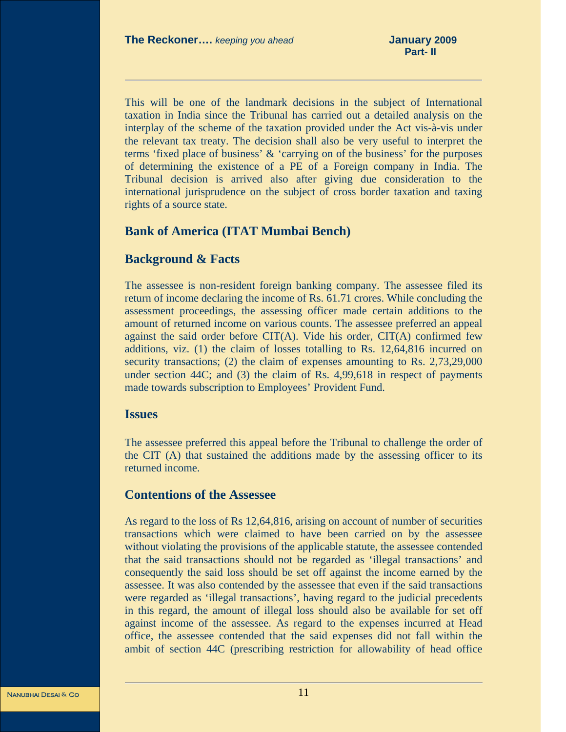This will be one of the landmark decisions in the subject of International taxation in India since the Tribunal has carried out a detailed analysis on the interplay of the scheme of the taxation provided under the Act vis-à-vis under the relevant tax treaty. The decision shall also be very useful to interpret the terms 'fixed place of business' & 'carrying on of the business' for the purposes of determining the existence of a PE of a Foreign company in India. The Tribunal decision is arrived also after giving due consideration to the international jurisprudence on the subject of cross border taxation and taxing rights of a source state.

## Bank of America (ITAT Mumbai Bench)

### Background & Facts

The assessee is non-resident foreign banking company. The assessee filed its return of income declaring the income of Rs. 61.71 crores. While concluding the assessment proceedings, the assessing officer made certain additions to the amount of returned income on various counts. The assessee preferred an appeal against the said order before CIT(A). Vide his order, CIT(A) confirmed few additions, viz. (1) the claim of losses totalling to Rs. 12,64,816 incurred on security transactions; (2) the claim of expenses amounting to Rs. 2,73,29,000 under section 44C; and (3) the claim of Rs. 4,99,618 in respect of payments made towards subscription to Employees' Provident Fund.

### Issues

The assessee preferred this appeal before the Tribunal to challenge the order of the CIT (A) that sustained the additions made by the assessing officer to its returned income.

### Contentions of the Assessee

As regard to the loss of Rs 12,64,816, arising on account of number of securities transactions which were claimed to have been carried on by the assessee without violating the provisions of the applicable statute, the assessee contended that the said transactions should not be regarded as 'illegal transactions' and consequently the said loss should be set off against the income earned by the assessee. It was also contended by the assessee that even if the said transactions were regarded as 'illegal transactions', having regard to the judicial precedents in this regard, the amount of illegal loss should also be available for set off against income of the assessee. As regard to the expenses incurred at Head office, the assessee contended that the said expenses did not fall within the ambit of section 44C (prescribing restriction for allowability of head office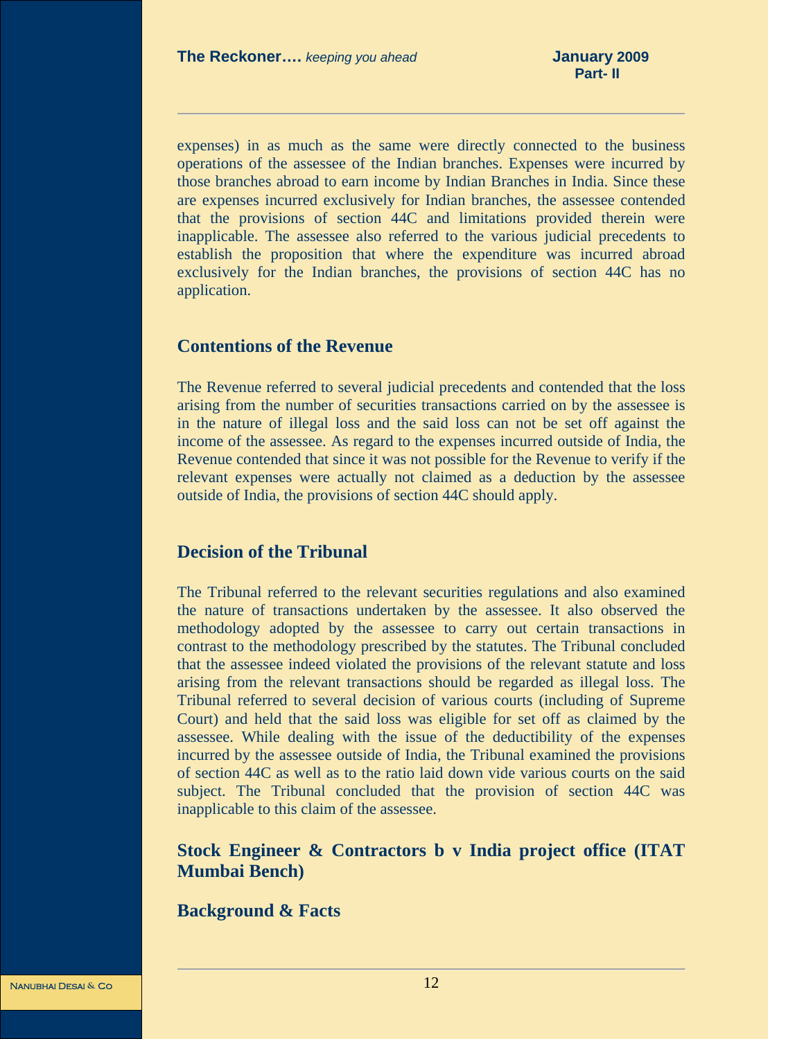expenses) in as much as the same were directly connected to the business operations of the assessee of the Indian branches. Expenses were incurred by those branches abroad to earn income by Indian Branches in India. Since these are expenses incurred exclusively for Indian branches, the assessee contended that the provisions of section 44C and limitations provided therein were inapplicable. The assessee also referred to the various judicial precedents to establish the proposition that where the expenditure was incurred abroad exclusively for the Indian branches, the provisions of section 44C has no application.

## Contentions of the Revenue

The Revenue referred to several judicial precedents and contended that the loss arising from the number of securities transactions carried on by the assessee is in the nature of illegal loss and the said loss can not be set off against the income of the assessee. As regard to the expenses incurred outside of India, the Revenue contended that since it was not possible for the Revenue to verify if the relevant expenses were actually not claimed as a deduction by the assessee outside of India, the provisions of section 44C should apply.

## Decision of the Tribunal

The Tribunal referred to the relevant securities regulations and also examined the nature of transactions undertaken by the assessee. It also observed the methodology adopted by the assessee to carry out certain transactions in contrast to the methodology prescribed by the statutes. The Tribunal concluded that the assessee indeed violated the provisions of the relevant statute and loss arising from the relevant transactions should be regarded as illegal loss. The Tribunal referred to several decision of various courts (including of Supreme Court) and held that the said loss was eligible for set off as claimed by the assessee. While dealing with the issue of the deductibility of the expenses incurred by the assessee outside of India, the Tribunal examined the provisions of section 44C as well as to the ratio laid down vide various courts on the said subject. The Tribunal concluded that the provision of section 44C was inapplicable to this claim of the assessee.

## Stock Engineer & Contractors b v India project office (ITAT Mumbai Bench)

## Background & Facts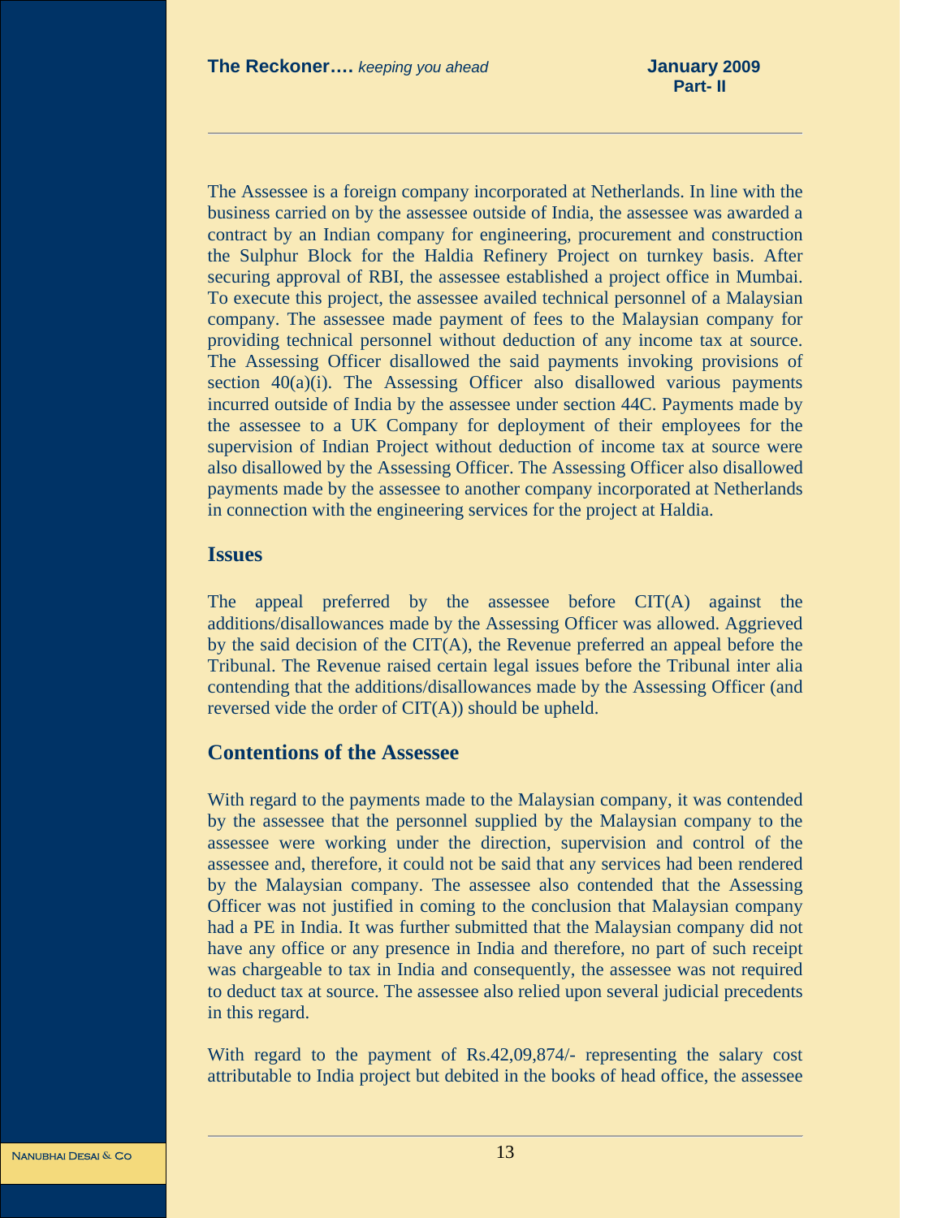The Assessee is a foreign company incorporated at Netherlands. In line with the business carried on by the assessee outside of India, the assessee was awarded a contract by an Indian company for engineering, procurement and construction the Sulphur Block for the Haldia Refinery Project on turnkey basis. After securing approval of RBI, the assessee established a project office in Mumbai. To execute this project, the assessee availed technical personnel of a Malaysian company. The assessee made payment of fees to the Malaysian company for providing technical personnel without deduction of any income tax at source. The Assessing Officer disallowed the said payments invoking provisions of section 40(a)(i). The Assessing Officer also disallowed various payments incurred outside of India by the assessee under section 44C. Payments made by the assessee to a UK Company for deployment of their employees for the supervision of Indian Project without deduction of income tax at source were also disallowed by the Assessing Officer. The Assessing Officer also disallowed payments made by the assessee to another company incorporated at Netherlands in connection with the engineering services for the project at Haldia.

## Issues

The appeal preferred by the assessee before CIT(A) against the additions/disallowances made by the Assessing Officer was allowed. Aggrieved by the said decision of the CIT(A), the Revenue preferred an appeal before the Tribunal. The Revenue raised certain legal issues before the Tribunal inter alia contending that the additions/disallowances made by the Assessing Officer (and reversed vide the order of CIT(A)) should be upheld.

## Contentions of the Assessee

With regard to the payments made to the Malaysian company, it was contended by the assessee that the personnel supplied by the Malaysian company to the assessee were working under the direction, supervision and control of the assessee and, therefore, it could not be said that any services had been rendered by the Malaysian company. The assessee also contended that the Assessing Officer was not justified in coming to the conclusion that Malaysian company had a PE in India. It was further submitted that the Malaysian company did not have any office or any presence in India and therefore, no part of such receipt was chargeable to tax in India and consequently, the assessee was not required to deduct tax at source. The assessee also relied upon several judicial precedents in this regard.

With regard to the payment of Rs.42,09,874/- representing the salary cost attributable to India project but debited in the books of head office, the assessee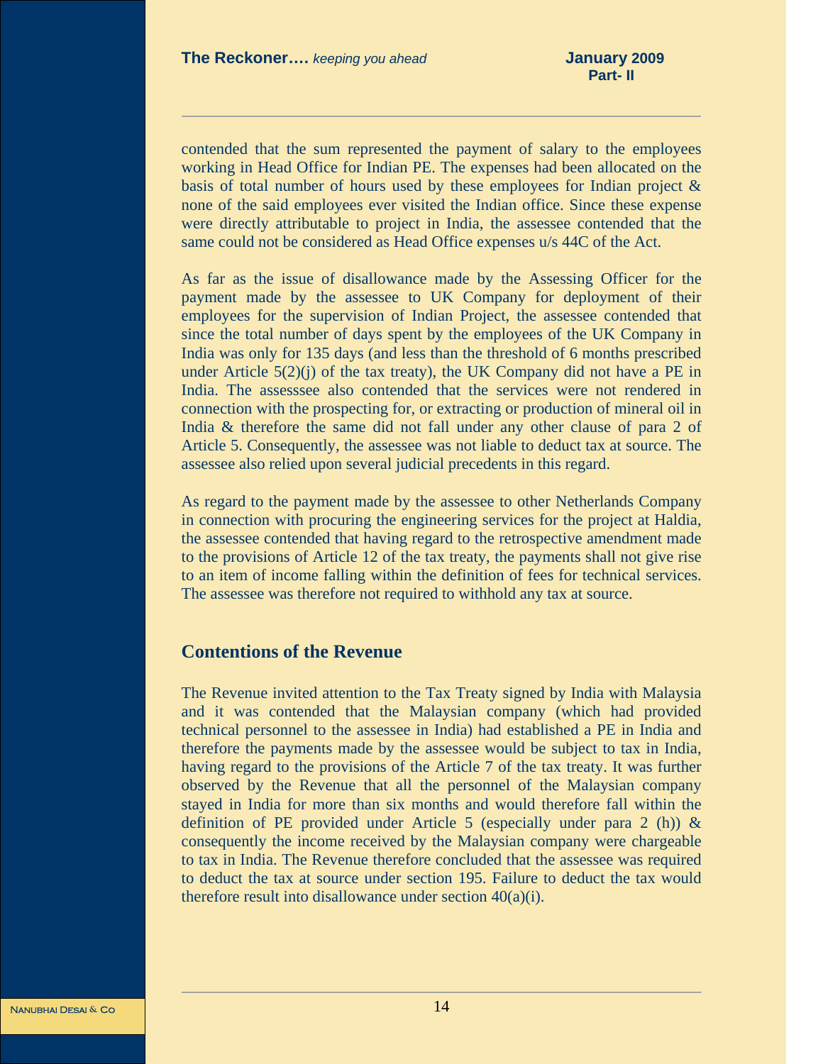contended that the sum represented the payment of salary to the employees working in Head Office for Indian PE. The expenses had been allocated on the basis of total number of hours used by these employees for Indian project & none of the said employees ever visited the Indian office. Since these expense were directly attributable to project in India, the assessee contended that the same could not be considered as Head Office expenses u/s 44C of the Act.

As far as the issue of disallowance made by the Assessing Officer for the payment made by the assessee to UK Company for deployment of their employees for the supervision of Indian Project, the assessee contended that since the total number of days spent by the employees of the UK Company in India was only for 135 days (and less than the threshold of 6 months prescribed under Article 5(2)(j) of the tax treaty), the UK Company did not have a PE in India. The assesssee also contended that the services were not rendered in connection with the prospecting for, or extracting or production of mineral oil in India & therefore the same did not fall under any other clause of para 2 of Article 5. Consequently, the assessee was not liable to deduct tax at source. The assessee also relied upon several judicial precedents in this regard.

As regard to the payment made by the assessee to other Netherlands Company in connection with procuring the engineering services for the project at Haldia, the assessee contended that having regard to the retrospective amendment made to the provisions of Article 12 of the tax treaty, the payments shall not give rise to an item of income falling within the definition of fees for technical services. The assessee was therefore not required to withhold any tax at source.

## Contentions of the Revenue

The Revenue invited attention to the Tax Treaty signed by India with Malaysia and it was contended that the Malaysian company (which had provided technical personnel to the assessee in India) had established a PE in India and therefore the payments made by the assessee would be subject to tax in India, having regard to the provisions of the Article 7 of the tax treaty. It was further observed by the Revenue that all the personnel of the Malaysian company stayed in India for more than six months and would therefore fall within the definition of PE provided under Article 5 (especially under para 2 (h)) & consequently the income received by the Malaysian company were chargeable to tax in India. The Revenue therefore concluded that the assessee was required to deduct the tax at source under section 195. Failure to deduct the tax would therefore result into disallowance under section 40(a)(i).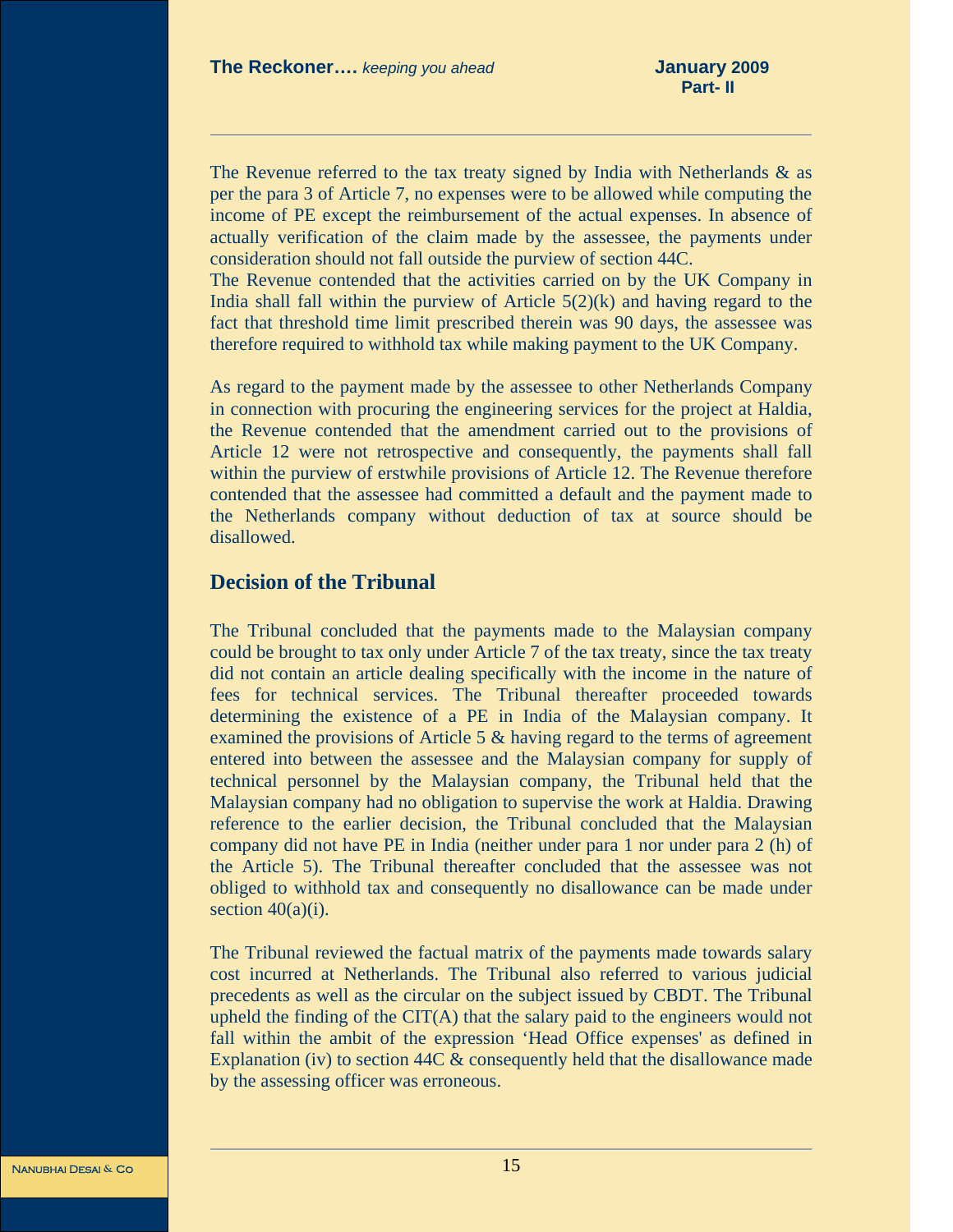The Revenue referred to the tax treaty signed by India with Netherlands & as per the para 3 of Article 7, no expenses were to be allowed while computing the income of PE except the reimbursement of the actual expenses. In absence of actually verification of the claim made by the assessee, the payments under consideration should not fall outside the purview of section 44C.
The Revenue contended that the activities carried on by the UK Company in India shall fall within the purview of Article 5(2)(k) and having regard to the fact that threshold time limit prescribed therein was 90 days, the assessee was therefore required to withhold tax while making payment to the UK Company.

As regard to the payment made by the assessee to other Netherlands Company in connection with procuring the engineering services for the project at Haldia, the Revenue contended that the amendment carried out to the provisions of Article 12 were not retrospective and consequently, the payments shall fall within the purview of erstwhile provisions of Article 12. The Revenue therefore contended that the assessee had committed a default and the payment made to the Netherlands company without deduction of tax at source should be disallowed.

## Decision of the Tribunal

The Tribunal concluded that the payments made to the Malaysian company could be brought to tax only under Article 7 of the tax treaty, since the tax treaty did not contain an article dealing specifically with the income in the nature of fees for technical services. The Tribunal thereafter proceeded towards determining the existence of a PE in India of the Malaysian company. It examined the provisions of Article 5 & having regard to the terms of agreement entered into between the assessee and the Malaysian company for supply of technical personnel by the Malaysian company, the Tribunal held that the Malaysian company had no obligation to supervise the work at Haldia. Drawing reference to the earlier decision, the Tribunal concluded that the Malaysian company did not have PE in India (neither under para 1 nor under para 2 (h) of the Article 5). The Tribunal thereafter concluded that the assessee was not obliged to withhold tax and consequently no disallowance can be made under section 40(a)(i).

The Tribunal reviewed the factual matrix of the payments made towards salary cost incurred at Netherlands. The Tribunal also referred to various judicial precedents as well as the circular on the subject issued by CBDT. The Tribunal upheld the finding of the CIT(A) that the salary paid to the engineers would not fall within the ambit of the expression 'Head Office expenses' as defined in Explanation (iv) to section 44C & consequently held that the disallowance made by the assessing officer was erroneous.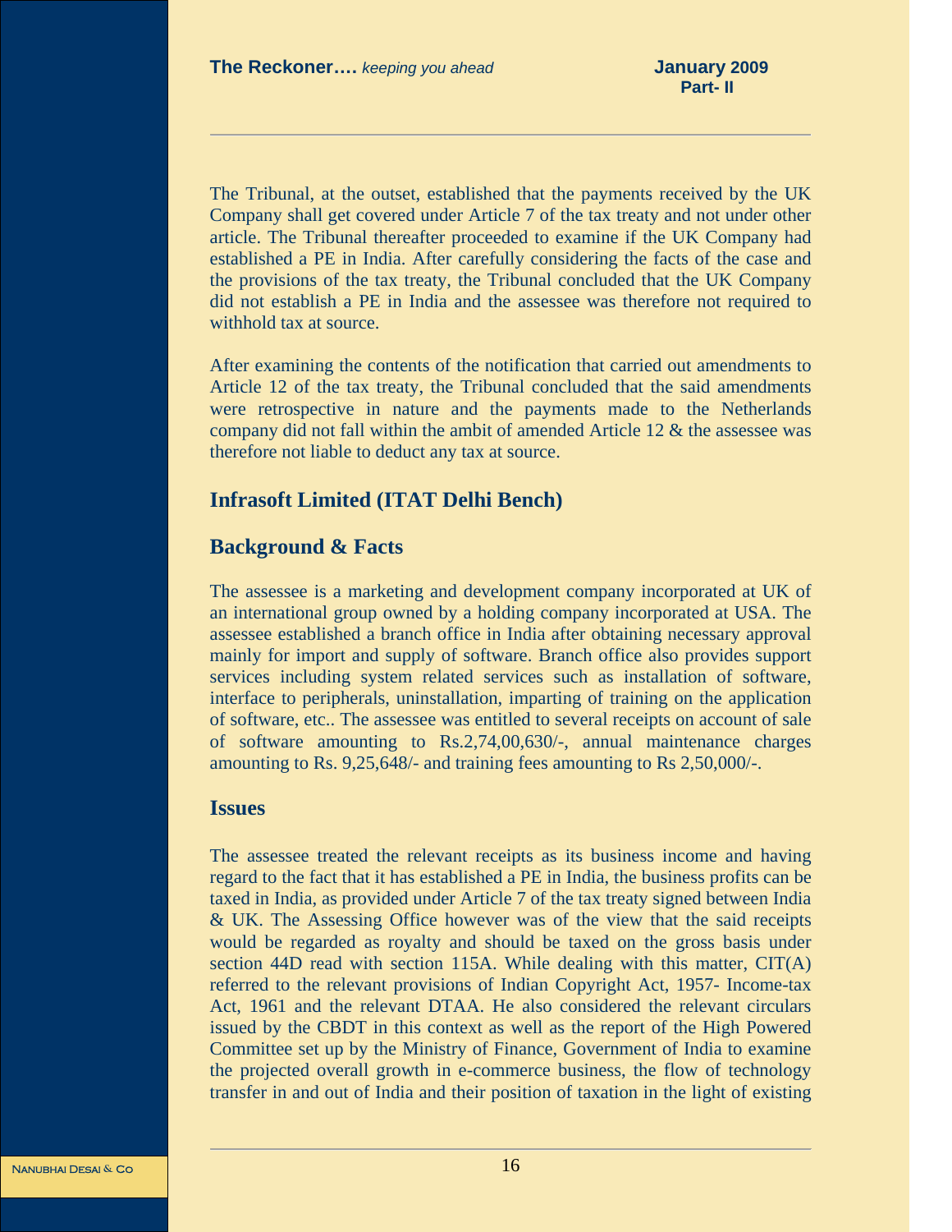The Tribunal, at the outset, established that the payments received by the UK Company shall get covered under Article 7 of the tax treaty and not under other article. The Tribunal thereafter proceeded to examine if the UK Company had established a PE in India. After carefully considering the facts of the case and the provisions of the tax treaty, the Tribunal concluded that the UK Company did not establish a PE in India and the assessee was therefore not required to withhold tax at source.

After examining the contents of the notification that carried out amendments to Article 12 of the tax treaty, the Tribunal concluded that the said amendments were retrospective in nature and the payments made to the Netherlands company did not fall within the ambit of amended Article 12 & the assessee was therefore not liable to deduct any tax at source.

## Infrasoft Limited (ITAT Delhi Bench)

### Background & Facts

The assessee is a marketing and development company incorporated at UK of an international group owned by a holding company incorporated at USA. The assessee established a branch office in India after obtaining necessary approval mainly for import and supply of software. Branch office also provides support services including system related services such as installation of software, interface to peripherals, uninstallation, imparting of training on the application of software, etc.. The assessee was entitled to several receipts on account of sale of software amounting to Rs.2,74,00,630/-, annual maintenance charges amounting to Rs. 9,25,648/- and training fees amounting to Rs 2,50,000/-.

### Issues

The assessee treated the relevant receipts as its business income and having regard to the fact that it has established a PE in India, the business profits can be taxed in India, as provided under Article 7 of the tax treaty signed between India & UK. The Assessing Office however was of the view that the said receipts would be regarded as royalty and should be taxed on the gross basis under section 44D read with section 115A. While dealing with this matter, CIT(A) referred to the relevant provisions of Indian Copyright Act, 1957- Income-tax Act, 1961 and the relevant DTAA. He also considered the relevant circulars issued by the CBDT in this context as well as the report of the High Powered Committee set up by the Ministry of Finance, Government of India to examine the projected overall growth in e-commerce business, the flow of technology transfer in and out of India and their position of taxation in the light of existing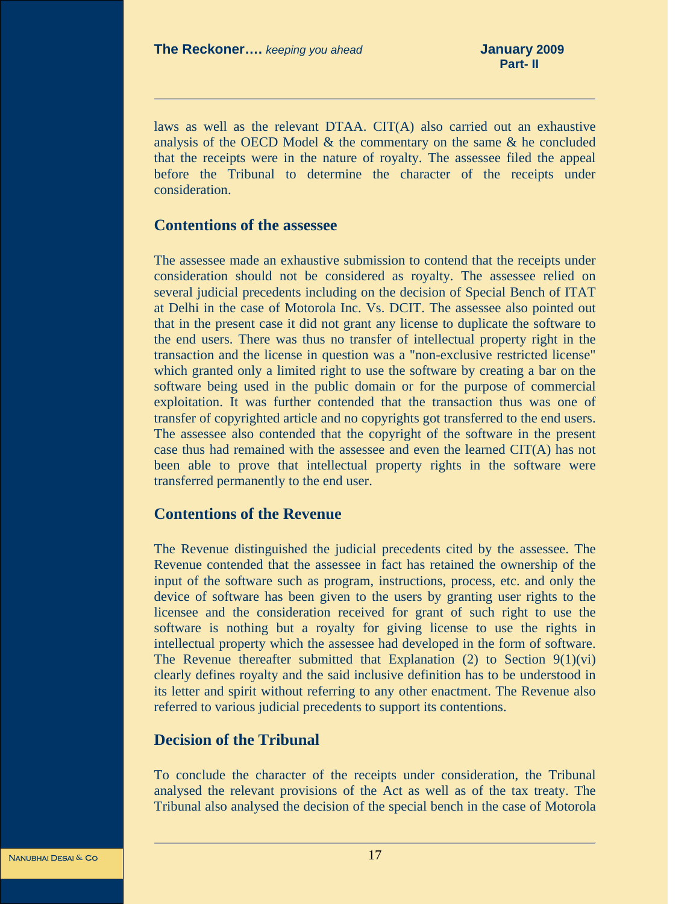laws as well as the relevant DTAA. CIT(A) also carried out an exhaustive analysis of the OECD Model & the commentary on the same & he concluded that the receipts were in the nature of royalty. The assessee filed the appeal before the Tribunal to determine the character of the receipts under consideration.

## Contentions of the assessee

The assessee made an exhaustive submission to contend that the receipts under consideration should not be considered as royalty. The assessee relied on several judicial precedents including on the decision of Special Bench of ITAT at Delhi in the case of Motorola Inc. Vs. DCIT. The assessee also pointed out that in the present case it did not grant any license to duplicate the software to the end users. There was thus no transfer of intellectual property right in the transaction and the license in question was a "non-exclusive restricted license" which granted only a limited right to use the software by creating a bar on the software being used in the public domain or for the purpose of commercial exploitation. It was further contended that the transaction thus was one of transfer of copyrighted article and no copyrights got transferred to the end users. The assessee also contended that the copyright of the software in the present case thus had remained with the assessee and even the learned CIT(A) has not been able to prove that intellectual property rights in the software were transferred permanently to the end user.

## Contentions of the Revenue

The Revenue distinguished the judicial precedents cited by the assessee. The Revenue contended that the assessee in fact has retained the ownership of the input of the software such as program, instructions, process, etc. and only the device of software has been given to the users by granting user rights to the licensee and the consideration received for grant of such right to use the software is nothing but a royalty for giving license to use the rights in intellectual property which the assessee had developed in the form of software. The Revenue thereafter submitted that Explanation (2) to Section 9(1)(vi) clearly defines royalty and the said inclusive definition has to be understood in its letter and spirit without referring to any other enactment. The Revenue also referred to various judicial precedents to support its contentions.

## Decision of the Tribunal

To conclude the character of the receipts under consideration, the Tribunal analysed the relevant provisions of the Act as well as of the tax treaty. The Tribunal also analysed the decision of the special bench in the case of Motorola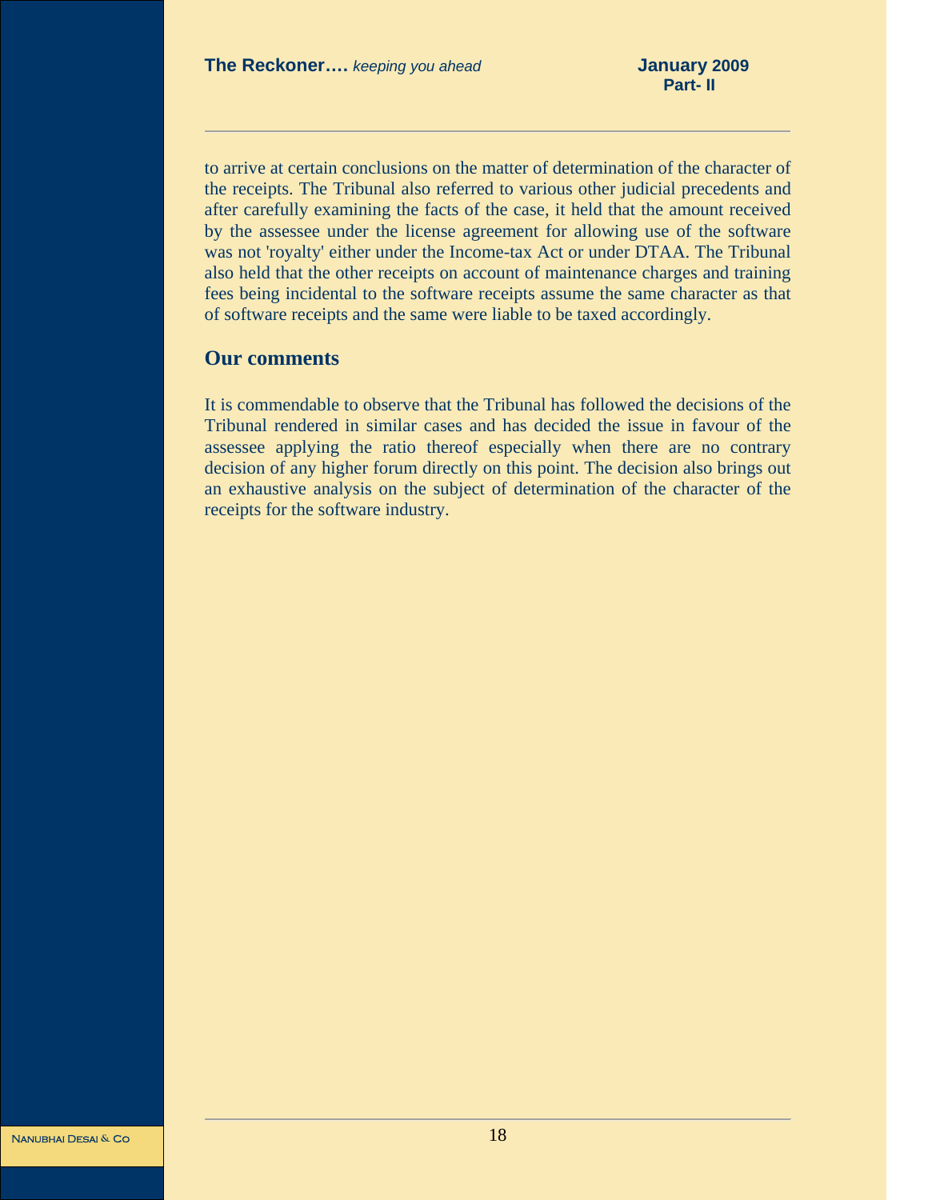to arrive at certain conclusions on the matter of determination of the character of the receipts. The Tribunal also referred to various other judicial precedents and after carefully examining the facts of the case, it held that the amount received by the assessee under the license agreement for allowing use of the software was not 'royalty' either under the Income-tax Act or under DTAA. The Tribunal also held that the other receipts on account of maintenance charges and training fees being incidental to the software receipts assume the same character as that of software receipts and the same were liable to be taxed accordingly.

## Our comments

It is commendable to observe that the Tribunal has followed the decisions of the Tribunal rendered in similar cases and has decided the issue in favour of the assessee applying the ratio thereof especially when there are no contrary decision of any higher forum directly on this point. The decision also brings out an exhaustive analysis on the subject of determination of the character of the receipts for the software industry.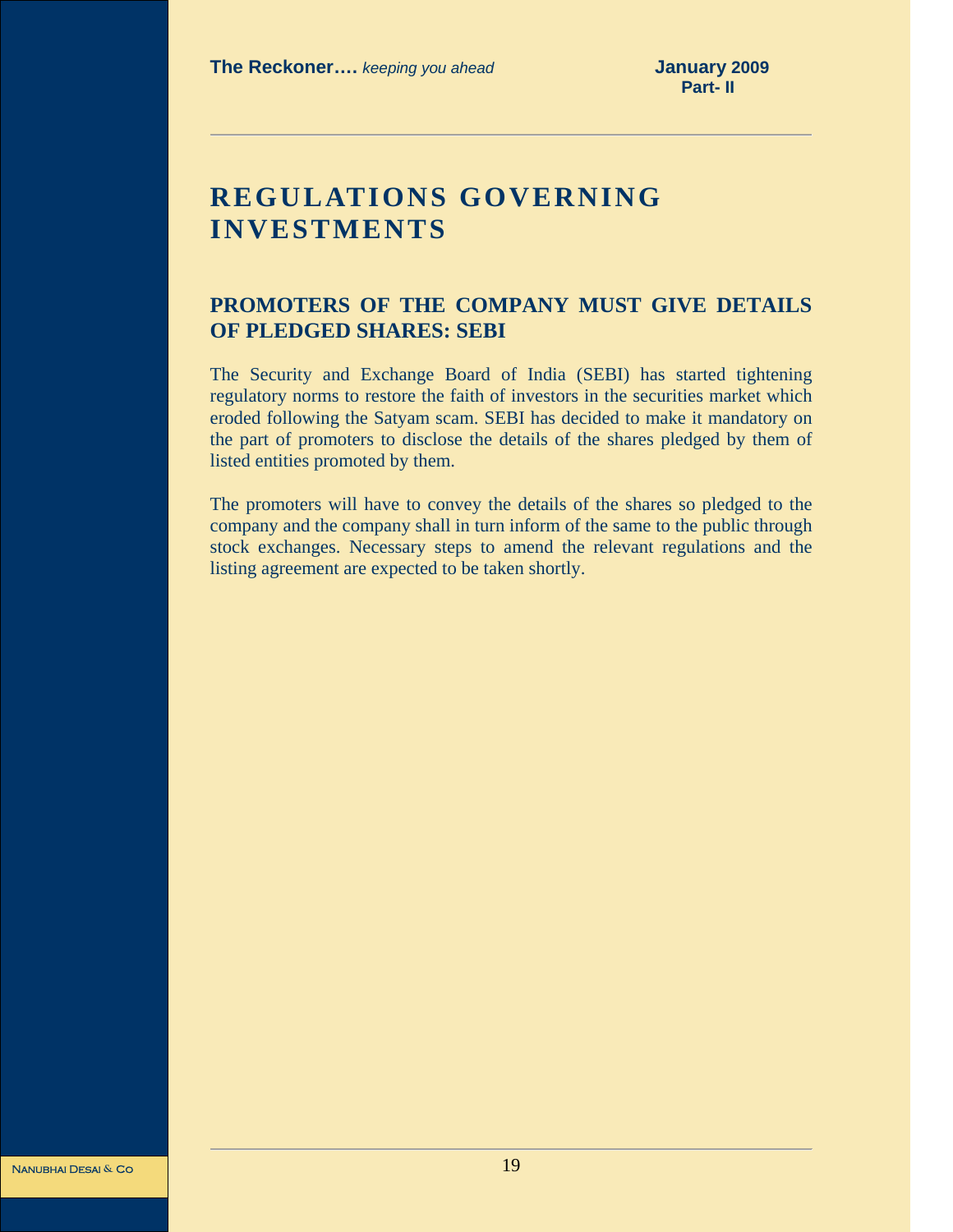# REGULATIONS GOVERNING INVESTMENTS

## PROMOTERS OF THE COMPANY MUST GIVE DETAILS OF PLEDGED SHARES: SEBI

The Security and Exchange Board of India (SEBI) has started tightening regulatory norms to restore the faith of investors in the securities market which eroded following the Satyam scam. SEBI has decided to make it mandatory on the part of promoters to disclose the details of the shares pledged by them of listed entities promoted by them.

The promoters will have to convey the details of the shares so pledged to the company and the company shall in turn inform of the same to the public through stock exchanges. Necessary steps to amend the relevant regulations and the listing agreement are expected to be taken shortly.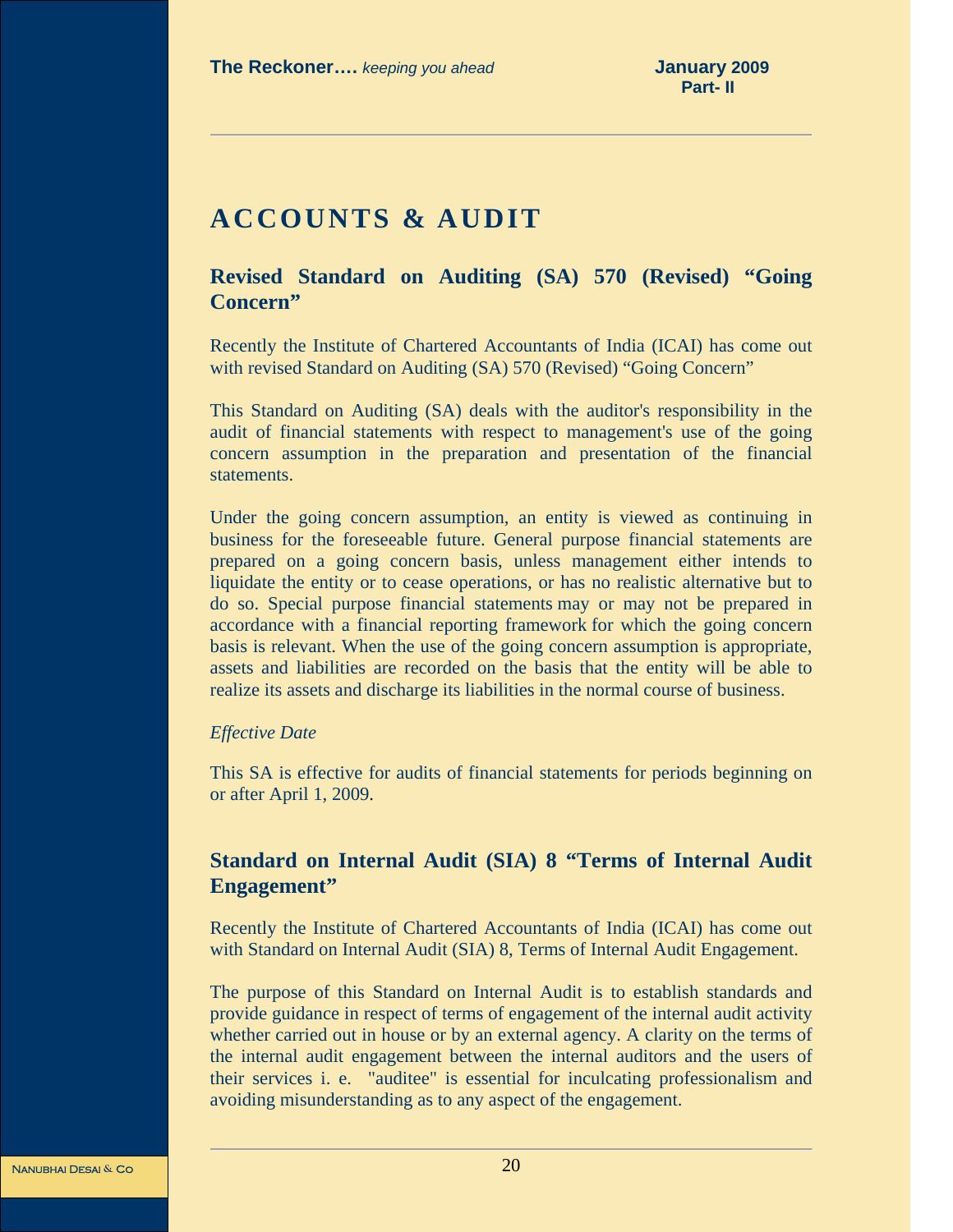# ACCOUNTS & AUDIT

## Revised Standard on Auditing (SA) 570 (Revised) "Going Concern"

Recently the Institute of Chartered Accountants of India (ICAI) has come out with revised Standard on Auditing (SA) 570 (Revised) "Going Concern"

This Standard on Auditing (SA) deals with the auditor's responsibility in the audit of financial statements with respect to management's use of the going concern assumption in the preparation and presentation of the financial statements.

Under the going concern assumption, an entity is viewed as continuing in business for the foreseeable future. General purpose financial statements are prepared on a going concern basis, unless management either intends to liquidate the entity or to cease operations, or has no realistic alternative but to do so. Special purpose financial statements may or may not be prepared in accordance with a financial reporting framework for which the going concern basis is relevant. When the use of the going concern assumption is appropriate, assets and liabilities are recorded on the basis that the entity will be able to realize its assets and discharge its liabilities in the normal course of business.

*Effective Date*

This SA is effective for audits of financial statements for periods beginning on or after April 1, 2009.

## Standard on Internal Audit (SIA) 8 "Terms of Internal Audit Engagement"

Recently the Institute of Chartered Accountants of India (ICAI) has come out with Standard on Internal Audit (SIA) 8, Terms of Internal Audit Engagement.

The purpose of this Standard on Internal Audit is to establish standards and provide guidance in respect of terms of engagement of the internal audit activity whether carried out in house or by an external agency. A clarity on the terms of the internal audit engagement between the internal auditors and the users of their services i. e. "auditee" is essential for inculcating professionalism and avoiding misunderstanding as to any aspect of the engagement.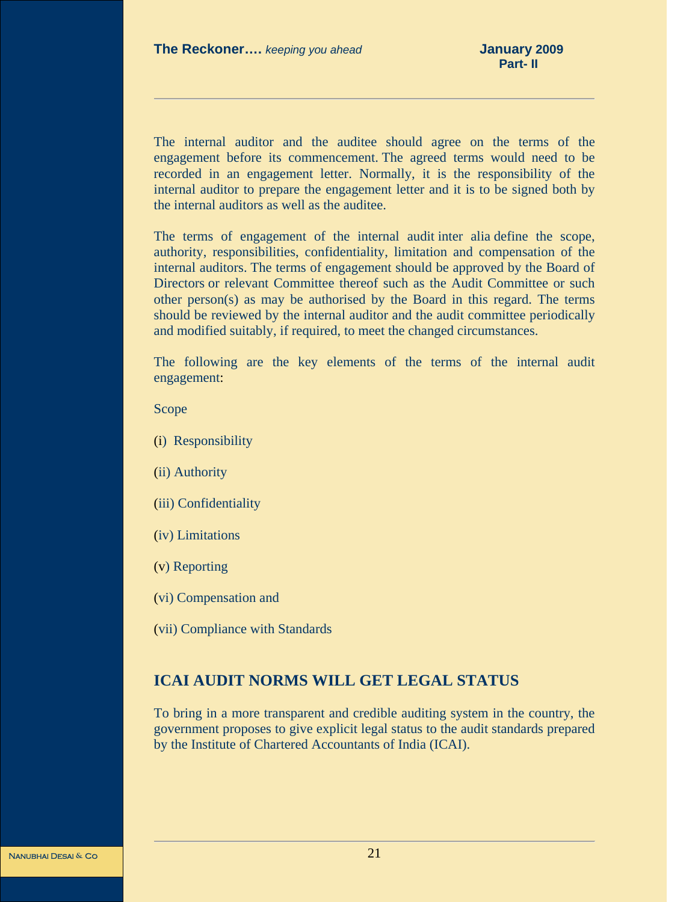The internal auditor and the auditee should agree on the terms of the engagement before its commencement. The agreed terms would need to be recorded in an engagement letter. Normally, it is the responsibility of the internal auditor to prepare the engagement letter and it is to be signed both by the internal auditors as well as the auditee.

The terms of engagement of the internal audit inter alia define the scope, authority, responsibilities, confidentiality, limitation and compensation of the internal auditors. The terms of engagement should be approved by the Board of Directors or relevant Committee thereof such as the Audit Committee or such other person(s) as may be authorised by the Board in this regard. The terms should be reviewed by the internal auditor and the audit committee periodically and modified suitably, if required, to meet the changed circumstances.

The following are the key elements of the terms of the internal audit engagement:

Scope

(i) Responsibility

(ii) Authority

(iii) Confidentiality

(iv) Limitations

(v) Reporting

(vi) Compensation and

(vii) Compliance with Standards

## ICAI AUDIT NORMS WILL GET LEGAL STATUS

To bring in a more transparent and credible auditing system in the country, the government proposes to give explicit legal status to the audit standards prepared by the Institute of Chartered Accountants of India (ICAI).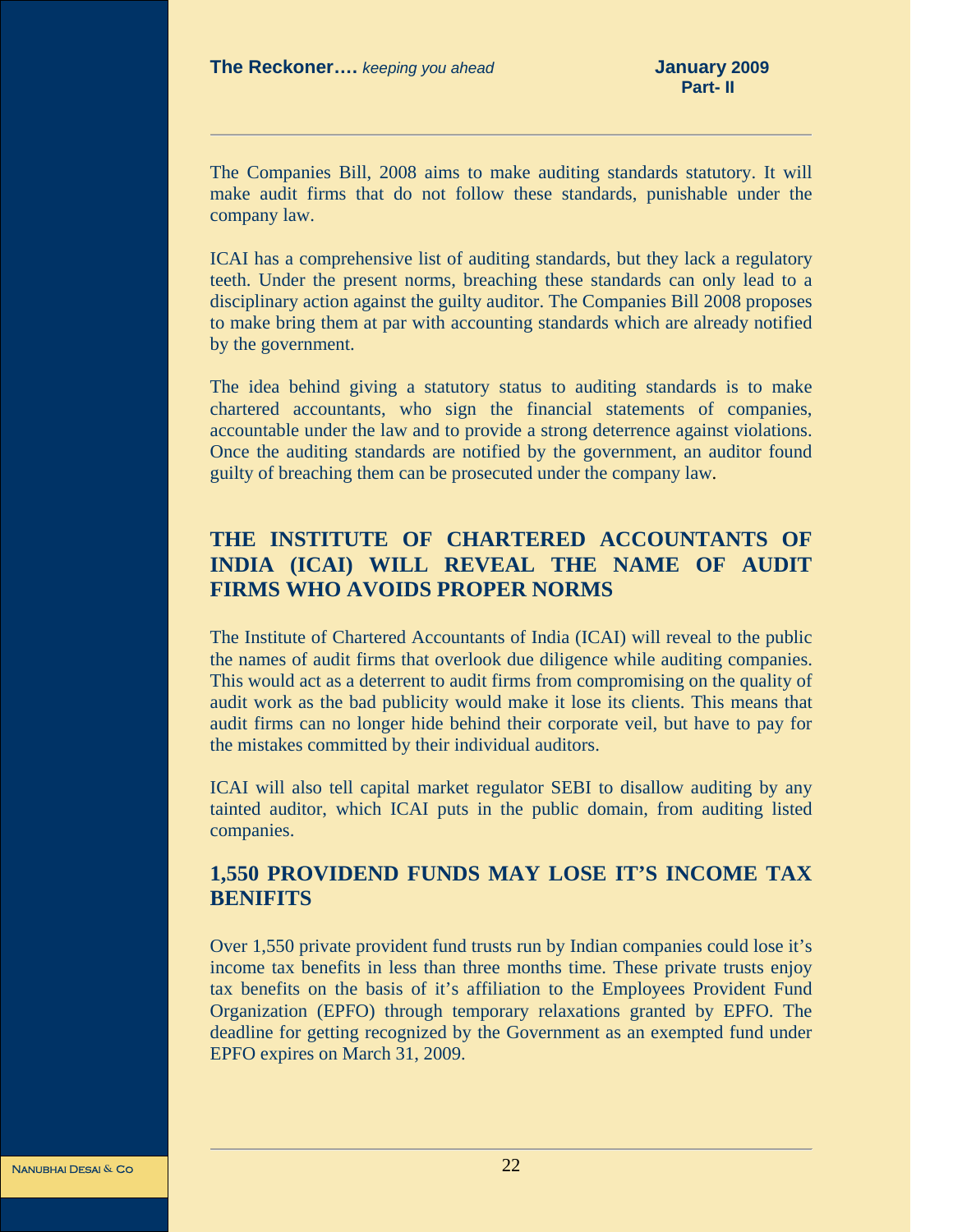The Companies Bill, 2008 aims to make auditing standards statutory. It will make audit firms that do not follow these standards, punishable under the company law.

ICAI has a comprehensive list of auditing standards, but they lack a regulatory teeth. Under the present norms, breaching these standards can only lead to a disciplinary action against the guilty auditor. The Companies Bill 2008 proposes to make bring them at par with accounting standards which are already notified by the government.

The idea behind giving a statutory status to auditing standards is to make chartered accountants, who sign the financial statements of companies, accountable under the law and to provide a strong deterrence against violations. Once the auditing standards are notified by the government, an auditor found guilty of breaching them can be prosecuted under the company law.

## THE INSTITUTE OF CHARTERED ACCOUNTANTS OF INDIA (ICAI) WILL REVEAL THE NAME OF AUDIT FIRMS WHO AVOIDS PROPER NORMS

The Institute of Chartered Accountants of India (ICAI) will reveal to the public the names of audit firms that overlook due diligence while auditing companies. This would act as a deterrent to audit firms from compromising on the quality of audit work as the bad publicity would make it lose its clients. This means that audit firms can no longer hide behind their corporate veil, but have to pay for the mistakes committed by their individual auditors.

ICAI will also tell capital market regulator SEBI to disallow auditing by any tainted auditor, which ICAI puts in the public domain, from auditing listed companies.

## 1,550 PROVIDEND FUNDS MAY LOSE IT'S INCOME TAX BENIFITS

Over 1,550 private provident fund trusts run by Indian companies could lose it's income tax benefits in less than three months time. These private trusts enjoy tax benefits on the basis of it's affiliation to the Employees Provident Fund Organization (EPFO) through temporary relaxations granted by EPFO. The deadline for getting recognized by the Government as an exempted fund under EPFO expires on March 31, 2009.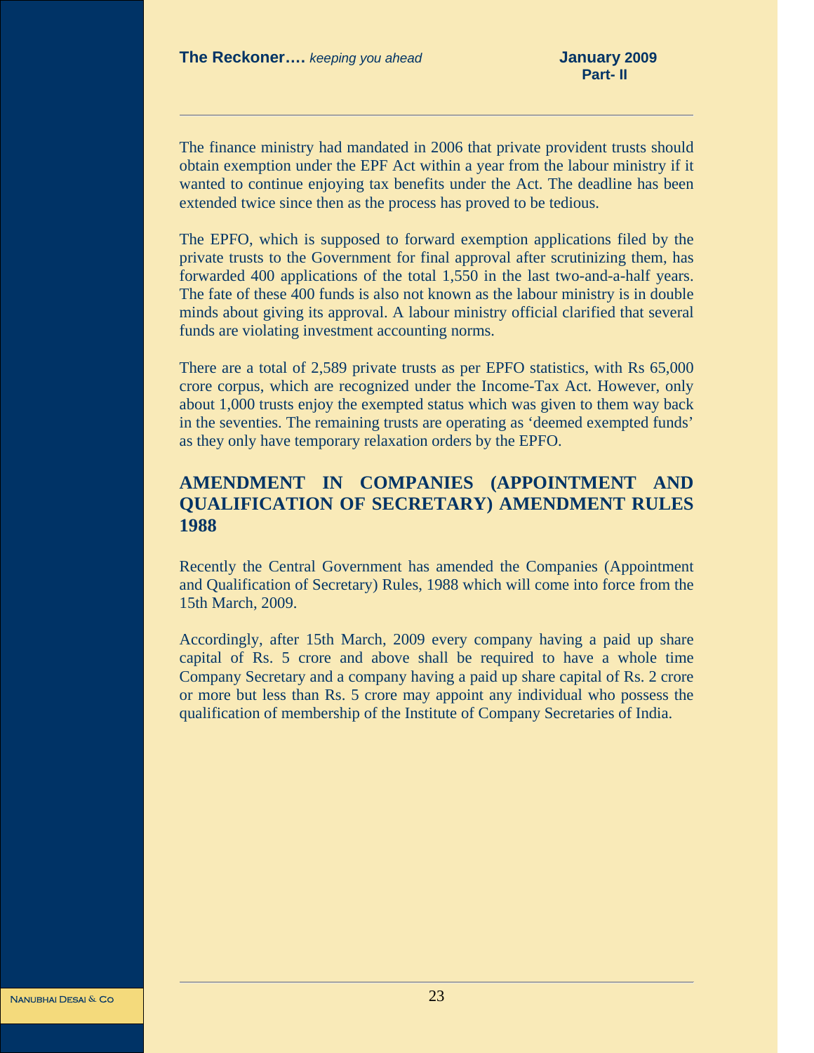The finance ministry had mandated in 2006 that private provident trusts should obtain exemption under the EPF Act within a year from the labour ministry if it wanted to continue enjoying tax benefits under the Act. The deadline has been extended twice since then as the process has proved to be tedious.

The EPFO, which is supposed to forward exemption applications filed by the private trusts to the Government for final approval after scrutinizing them, has forwarded 400 applications of the total 1,550 in the last two-and-a-half years. The fate of these 400 funds is also not known as the labour ministry is in double minds about giving its approval. A labour ministry official clarified that several funds are violating investment accounting norms.

There are a total of 2,589 private trusts as per EPFO statistics, with Rs 65,000 crore corpus, which are recognized under the Income-Tax Act. However, only about 1,000 trusts enjoy the exempted status which was given to them way back in the seventies. The remaining trusts are operating as 'deemed exempted funds' as they only have temporary relaxation orders by the EPFO.

## AMENDMENT IN COMPANIES (APPOINTMENT AND QUALIFICATION OF SECRETARY) AMENDMENT RULES 1988

Recently the Central Government has amended the Companies (Appointment and Qualification of Secretary) Rules, 1988 which will come into force from the 15th March, 2009.

Accordingly, after 15th March, 2009 every company having a paid up share capital of Rs. 5 crore and above shall be required to have a whole time Company Secretary and a company having a paid up share capital of Rs. 2 crore or more but less than Rs. 5 crore may appoint any individual who possess the qualification of membership of the Institute of Company Secretaries of India.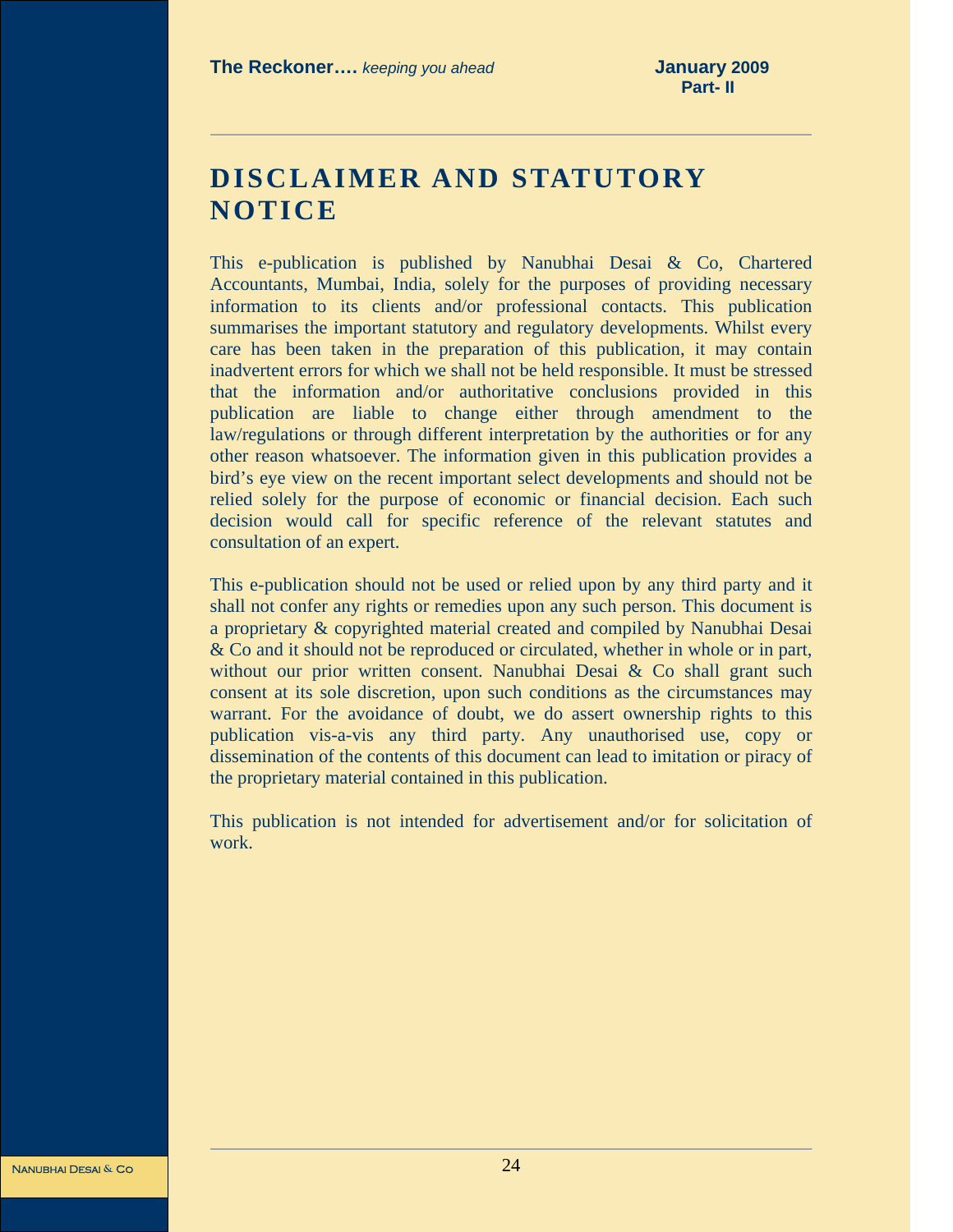# DISCLAIMER AND STATUTORY NOTICE

This e-publication is published by Nanubhai Desai & Co, Chartered Accountants, Mumbai, India, solely for the purposes of providing necessary information to its clients and/or professional contacts. This publication summarises the important statutory and regulatory developments. Whilst every care has been taken in the preparation of this publication, it may contain inadvertent errors for which we shall not be held responsible. It must be stressed that the information and/or authoritative conclusions provided in this publication are liable to change either through amendment to the law/regulations or through different interpretation by the authorities or for any other reason whatsoever. The information given in this publication provides a bird's eye view on the recent important select developments and should not be relied solely for the purpose of economic or financial decision. Each such decision would call for specific reference of the relevant statutes and consultation of an expert.

This e-publication should not be used or relied upon by any third party and it shall not confer any rights or remedies upon any such person. This document is a proprietary & copyrighted material created and compiled by Nanubhai Desai & Co and it should not be reproduced or circulated, whether in whole or in part, without our prior written consent. Nanubhai Desai & Co shall grant such consent at its sole discretion, upon such conditions as the circumstances may warrant. For the avoidance of doubt, we do assert ownership rights to this publication vis-a-vis any third party. Any unauthorised use, copy or dissemination of the contents of this document can lead to imitation or piracy of the proprietary material contained in this publication.

This publication is not intended for advertisement and/or for solicitation of work.